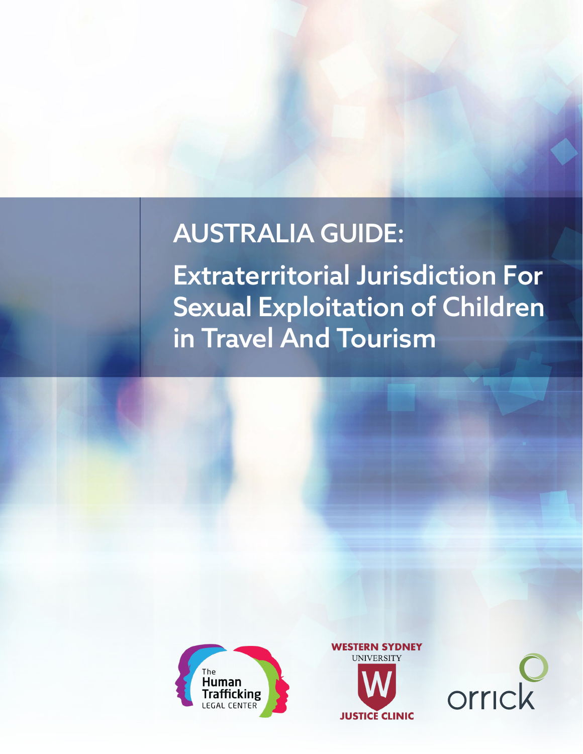# AUSTRALIA GUIDE:

## Extraterritorial Jurisdiction For Sexual Exploitation of Children in Travel And Tourism

The Human Trafficking Legal Center

Western Sydney University Justice Clinic

Orrick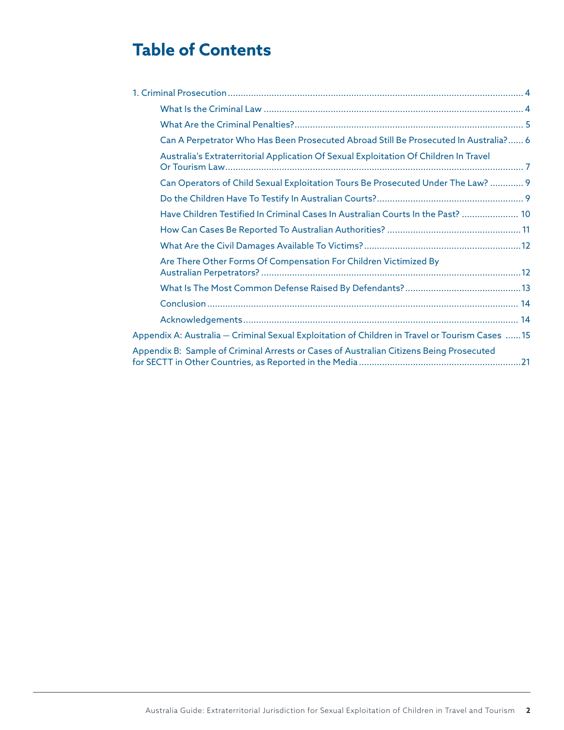# Table of Contents

1. Criminal Prosecution .... 4
   - What Is the Criminal Law .... 4
   - What Are the Criminal Penalties? .... 5
   - Can A Perpetrator Who Has Been Prosecuted Abroad Still Be Prosecuted In Australia? .... 6
   - Australia's Extraterritorial Application Of Sexual Exploitation Of Children In Travel Or Tourism Law .... 7
   - Can Operators of Child Sexual Exploitation Tours Be Prosecuted Under The Law? .... 9
   - Do the Children Have To Testify In Australian Courts? .... 9
   - Have Children Testified In Criminal Cases In Australian Courts In the Past? .... 10
   - How Can Cases Be Reported To Australian Authorities? .... 11
   - What Are the Civil Damages Available To Victims? .... 12
   - Are There Other Forms Of Compensation For Children Victimized By Australian Perpetrators? .... 12
   - What Is The Most Common Defense Raised By Defendants? .... 13
   - Conclusion .... 14
   - Acknowledgements .... 14

Appendix A: Australia — Criminal Sexual Exploitation of Children in Travel or Tourism Cases .... 15

Appendix B: Sample of Criminal Arrests or Cases of Australian Citizens Being Prosecuted for SECTT in Other Countries, as Reported in the Media .... 21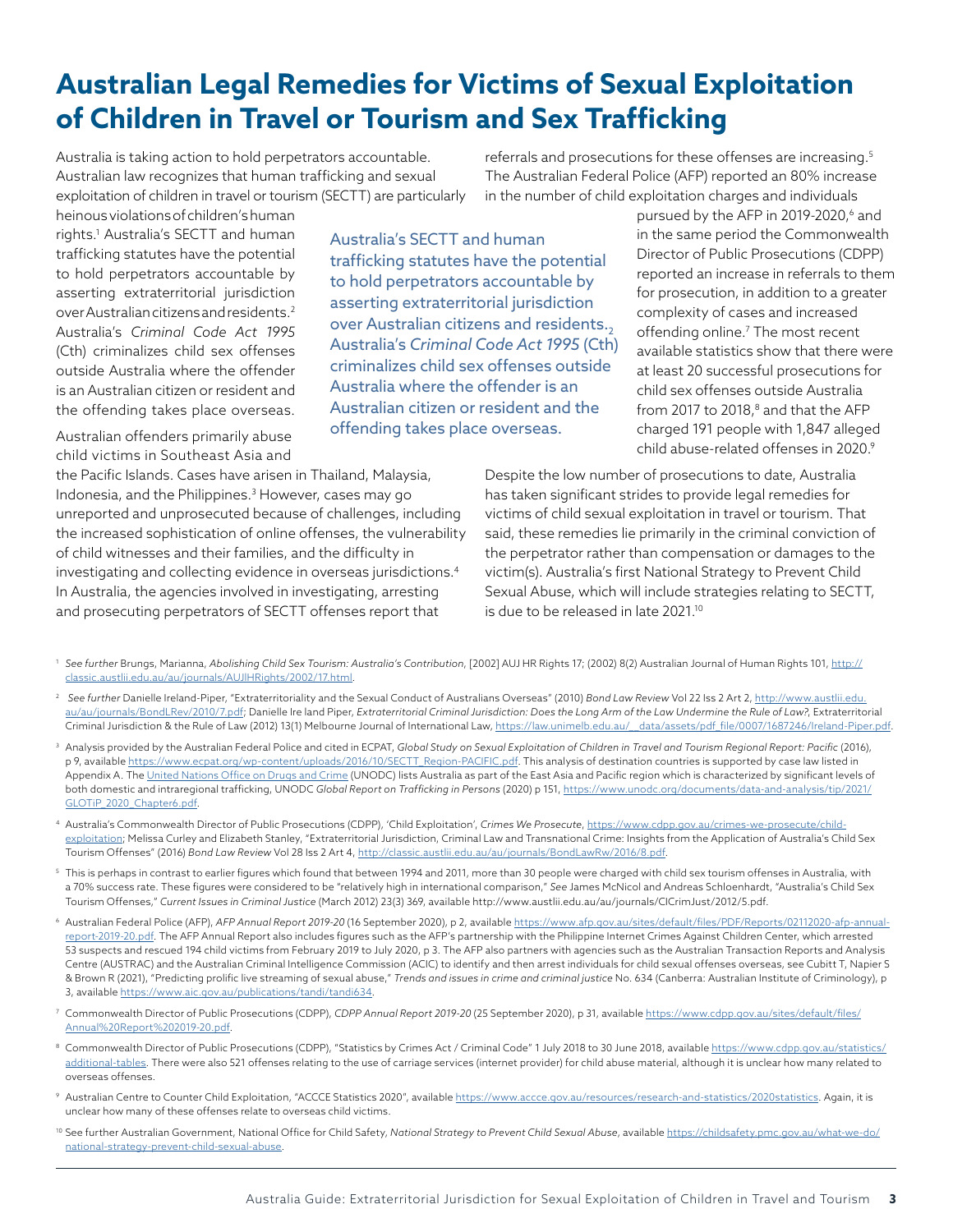# Australian Legal Remedies for Victims of Sexual Exploitation of Children in Travel or Tourism and Sex Trafficking

Australia is taking action to hold perpetrators accountable. Australian law recognizes that human trafficking and sexual exploitation of children in travel or tourism (SECTT) are particularly heinous violations of children's human rights.[1] Australia's SECTT and human trafficking statutes have the potential to hold perpetrators accountable by asserting extraterritorial jurisdiction over Australian citizens and residents.[2] Australia's *Criminal Code Act 1995* (Cth) criminalizes child sex offenses outside Australia where the offender is an Australian citizen or resident and the offending takes place overseas.

> Australia's SECTT and human trafficking statutes have the potential to hold perpetrators accountable by asserting extraterritorial jurisdiction over Australian citizens and residents.[2] Australia's *Criminal Code Act 1995* (Cth) criminalizes child sex offenses outside Australia where the offender is an Australian citizen or resident and the offending takes place overseas.

Australian offenders primarily abuse child victims in Southeast Asia and the Pacific Islands. Cases have arisen in Thailand, Malaysia, Indonesia, and the Philippines.[3] However, cases may go unreported and unprosecuted because of challenges, including the increased sophistication of online offenses, the vulnerability of child witnesses and their families, and the difficulty in investigating and collecting evidence in overseas jurisdictions.[4] In Australia, the agencies involved in investigating, arresting and prosecuting perpetrators of SECTT offenses report that referrals and prosecutions for these offenses are increasing.[5] The Australian Federal Police (AFP) reported an 80% increase in the number of child exploitation charges and individuals pursued by the AFP in 2019-2020,[6] and in the same period the Commonwealth Director of Public Prosecutions (CDPP) reported an increase in referrals to them for prosecution, in addition to a greater complexity of cases and increased offending online.[7] The most recent available statistics show that there were at least 20 successful prosecutions for child sex offenses outside Australia from 2017 to 2018,[8] and that the AFP charged 191 people with 1,847 alleged child abuse-related offenses in 2020.[9]

Despite the low number of prosecutions to date, Australia has taken significant strides to provide legal remedies for victims of child sexual exploitation in travel or tourism. That said, these remedies lie primarily in the criminal conviction of the perpetrator rather than compensation or damages to the victim(s). Australia's first National Strategy to Prevent Child Sexual Abuse, which will include strategies relating to SECTT, is due to be released in late 2021.[10]

---

[1] *See further* Brungs, Marianna, *Abolishing Child Sex Tourism: Australia's Contribution*, [2002] AUJ HR Rights 17; (2002) 8(2) Australian Journal of Human Rights 101, http://classic.austlii.edu.au/au/journals/AUJlHRights/2002/17.html.

[2] *See further* Danielle Ireland-Piper, "Extraterritoriality and the Sexual Conduct of Australians Overseas" (2010) *Bond Law Review* Vol 22 Iss 2 Art 2, http://www.austlii.edu.au/au/journals/BondLRev/2010/7.pdf; Danielle Ire land Piper, *Extraterritorial Criminal Jurisdiction: Does the Long Arm of the Law Undermine the Rule of Law?*, Extraterritorial Criminal Jurisdiction & the Rule of Law (2012) 13(1) Melbourne Journal of International Law, https://law.unimelb.edu.au/__data/assets/pdf_file/0007/1687246/Ireland-Piper.pdf.

[3] Analysis provided by the Australian Federal Police and cited in ECPAT, *Global Study on Sexual Exploitation of Children in Travel and Tourism Regional Report: Pacific* (2016), p 9, available https://www.ecpat.org/wp-content/uploads/2016/10/SECTT_Region-PACIFIC.pdf. This analysis of destination countries is supported by case law listed in Appendix A. The United Nations Office on Drugs and Crime (UNODC) lists Australia as part of the East Asia and Pacific region which is characterized by significant levels of both domestic and intraregional trafficking, UNODC *Global Report on Trafficking in Persons* (2020) p 151, https://www.unodc.org/documents/data-and-analysis/tip/2021/GLOTiP_2020_Chapter6.pdf.

[4] Australia's Commonwealth Director of Public Prosecutions (CDPP), 'Child Exploitation', *Crimes We Prosecute*, https://www.cdpp.gov.au/crimes-we-prosecute/child-exploitation; Melissa Curley and Elizabeth Stanley, "Extraterritorial Jurisdiction, Criminal Law and Transnational Crime: Insights from the Application of Australia's Child Sex Tourism Offenses" (2016) *Bond Law Review* Vol 28 Iss 2 Art 4, http://classic.austlii.edu.au/au/journals/BondLawRw/2016/8.pdf.

[5] This is perhaps in contrast to earlier figures which found that between 1994 and 2011, more than 30 people were charged with child sex tourism offenses in Australia, with a 70% success rate. These figures were considered to be "relatively high in international comparison," *See* James McNicol and Andreas Schloenhardt, "Australia's Child Sex Tourism Offenses," *Current Issues in Criminal Justice* (March 2012) 23(3) 369, available http://www.austlii.edu.au/au/journals/CICrimJust/2012/5.pdf.

[6] Australian Federal Police (AFP), *AFP Annual Report 2019-20* (16 September 2020), p 2, available https://www.afp.gov.au/sites/default/files/PDF/Reports/02112020-afp-annual-report-2019-20.pdf. The AFP Annual Report also includes figures such as the AFP's partnership with the Philippine Internet Crimes Against Children Center, which arrested 53 suspects and rescued 194 child victims from February 2019 to July 2020, p 3. The AFP also partners with agencies such as the Australian Transaction Reports and Analysis Centre (AUSTRAC) and the Australian Criminal Intelligence Commission (ACIC) to identify and then arrest individuals for child sexual offenses overseas, see Cubitt T, Napier S & Brown R (2021), "Predicting prolific live streaming of sexual abuse," *Trends and issues in crime and criminal justice* No. 634 (Canberra: Australian Institute of Criminology), p 3, available https://www.aic.gov.au/publications/tandi/tandi634.

[7] Commonwealth Director of Public Prosecutions (CDPP), *CDPP Annual Report 2019-20* (25 September 2020), p 31, available https://www.cdpp.gov.au/sites/default/files/Annual%20Report%202019-20.pdf.

[8] Commonwealth Director of Public Prosecutions (CDPP), "Statistics by Crimes Act / Criminal Code" 1 July 2018 to 30 June 2018, available https://www.cdpp.gov.au/statistics/additional-tables. There were also 521 offenses relating to the use of carriage services (internet provider) for child abuse material, although it is unclear how many related to overseas offenses.

[9] Australian Centre to Counter Child Exploitation, "ACCCE Statistics 2020", available https://www.accce.gov.au/resources/research-and-statistics/2020statistics. Again, it is unclear how many of these offenses relate to overseas child victims.

[10] See further Australian Government, National Office for Child Safety, *National Strategy to Prevent Child Sexual Abuse*, available https://childsafety.pmc.gov.au/what-we-do/national-strategy-prevent-child-sexual-abuse.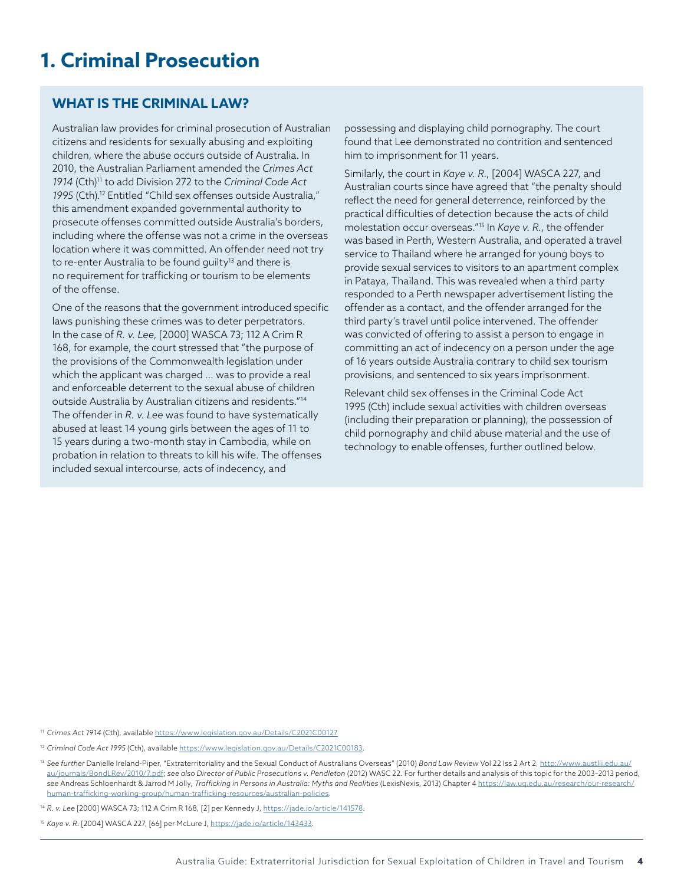# 1. Criminal Prosecution

## WHAT IS THE CRIMINAL LAW?

Australian law provides for criminal prosecution of Australian citizens and residents for sexually abusing and exploiting children, where the abuse occurs outside of Australia. In 2010, the Australian Parliament amended the *Crimes Act 1914* (Cth)[11] to add Division 272 to the *Criminal Code Act 1995* (Cth).[12] Entitled "Child sex offenses outside Australia," this amendment expanded governmental authority to prosecute offenses committed outside Australia's borders, including where the offense was not a crime in the overseas location where it was committed. An offender need not try to re-enter Australia to be found guilty[13] and there is no requirement for trafficking or tourism to be elements of the offense.

One of the reasons that the government introduced specific laws punishing these crimes was to deter perpetrators. In the case of *R. v. Lee*, [2000] WASCA 73; 112 A Crim R 168, for example, the court stressed that "the purpose of the provisions of the Commonwealth legislation under which the applicant was charged ... was to provide a real and enforceable deterrent to the sexual abuse of children outside Australia by Australian citizens and residents."[14] The offender in *R. v. Lee* was found to have systematically abused at least 14 young girls between the ages of 11 to 15 years during a two-month stay in Cambodia, while on probation in relation to threats to kill his wife. The offenses included sexual intercourse, acts of indecency, and possessing and displaying child pornography. The court found that Lee demonstrated no contrition and sentenced him to imprisonment for 11 years.

Similarly, the court in *Kaye v. R.*, [2004] WASCA 227, and Australian courts since have agreed that "the penalty should reflect the need for general deterrence, reinforced by the practical difficulties of detection because the acts of child molestation occur overseas."[15] In *Kaye v. R.*, the offender was based in Perth, Western Australia, and operated a travel service to Thailand where he arranged for young boys to provide sexual services to visitors to an apartment complex in Pataya, Thailand. This was revealed when a third party responded to a Perth newspaper advertisement listing the offender as a contact, and the offender arranged for the third party's travel until police intervened. The offender was convicted of offering to assist a person to engage in committing an act of indecency on a person under the age of 16 years outside Australia contrary to child sex tourism provisions, and sentenced to six years imprisonment.

Relevant child sex offenses in the Criminal Code Act 1995 (Cth) include sexual activities with children overseas (including their preparation or planning), the possession of child pornography and child abuse material and the use of technology to enable offenses, further outlined below.

---

[11] *Crimes Act 1914* (Cth), available https://www.legislation.gov.au/Details/C2021C00127

[12] *Criminal Code Act 1995* (Cth), available https://www.legislation.gov.au/Details/C2021C00183.

[13] *See further* Danielle Ireland-Piper, "Extraterritoriality and the Sexual Conduct of Australians Overseas" (2010) *Bond Law Review* Vol 22 Iss 2 Art 2, http://www.austlii.edu.au/au/journals/BondLRev/2010/7.pdf; *see also Director of Public Prosecutions v. Pendleton* (2012) WASC 22. For further details and analysis of this topic for the 2003–2013 period, *see* Andreas Schloenhardt & Jarrod M Jolly, *Trafficking in Persons in Australia: Myths and Realities* (LexisNexis, 2013) Chapter 4 https://law.uq.edu.au/research/our-research/human-trafficking-working-group/human-trafficking-resources/australian-policies.

[14] *R. v. Lee* [2000] WASCA 73; 112 A Crim R 168, [2] per Kennedy J, https://jade.io/article/141578.

[15] *Kaye v. R.* [2004] WASCA 227, [66] per McLure J, https://jade.io/article/143433.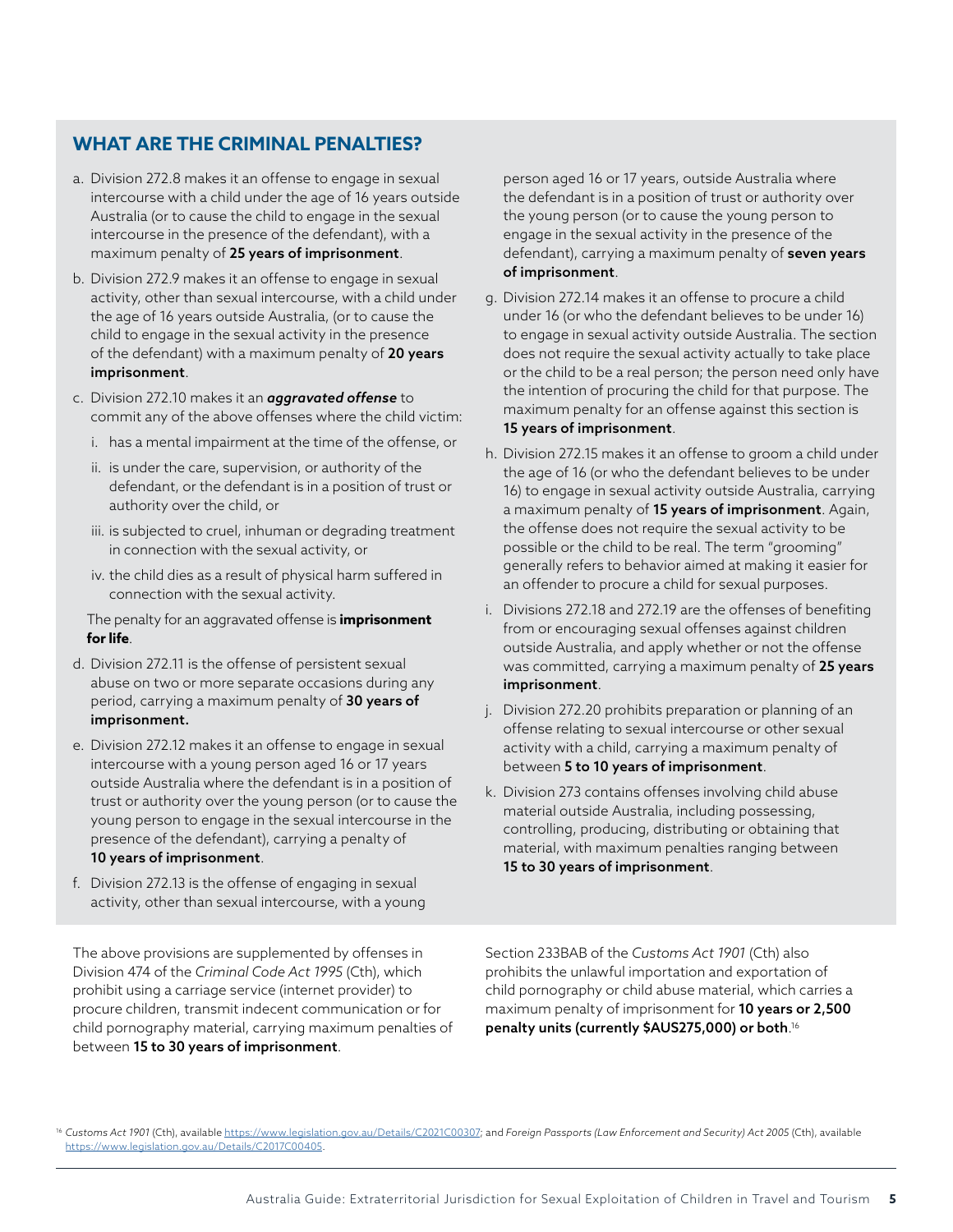## WHAT ARE THE CRIMINAL PENALTIES?

a. Division 272.8 makes it an offense to engage in sexual intercourse with a child under the age of 16 years outside Australia (or to cause the child to engage in the sexual intercourse in the presence of the defendant), with a maximum penalty of **25 years of imprisonment**.

b. Division 272.9 makes it an offense to engage in sexual activity, other than sexual intercourse, with a child under the age of 16 years outside Australia, (or to cause the child to engage in the sexual activity in the presence of the defendant) with a maximum penalty of **20 years imprisonment**.

c. Division 272.10 makes it an ***aggravated offense*** to commit any of the above offenses where the child victim:

   i. has a mental impairment at the time of the offense, or

   ii. is under the care, supervision, or authority of the defendant, or the defendant is in a position of trust or authority over the child, or

   iii. is subjected to cruel, inhuman or degrading treatment in connection with the sexual activity, or

   iv. the child dies as a result of physical harm suffered in connection with the sexual activity.

   The penalty for an aggravated offense is **imprisonment for life**.

d. Division 272.11 is the offense of persistent sexual abuse on two or more separate occasions during any period, carrying a maximum penalty of **30 years of imprisonment.**

e. Division 272.12 makes it an offense to engage in sexual intercourse with a young person aged 16 or 17 years outside Australia where the defendant is in a position of trust or authority over the young person (or to cause the young person to engage in the sexual intercourse in the presence of the defendant), carrying a penalty of **10 years of imprisonment**.

f. Division 272.13 is the offense of engaging in sexual activity, other than sexual intercourse, with a young person aged 16 or 17 years, outside Australia where the defendant is in a position of trust or authority over the young person (or to cause the young person to engage in the sexual activity in the presence of the defendant), carrying a maximum penalty of **seven years of imprisonment**.

g. Division 272.14 makes it an offense to procure a child under 16 (or who the defendant believes to be under 16) to engage in sexual activity outside Australia. The section does not require the sexual activity actually to take place or the child to be a real person; the person need only have the intention of procuring the child for that purpose. The maximum penalty for an offense against this section is **15 years of imprisonment**.

h. Division 272.15 makes it an offense to groom a child under the age of 16 (or who the defendant believes to be under 16) to engage in sexual activity outside Australia, carrying a maximum penalty of **15 years of imprisonment**. Again, the offense does not require the sexual activity to be possible or the child to be real. The term "grooming" generally refers to behavior aimed at making it easier for an offender to procure a child for sexual purposes.

i. Divisions 272.18 and 272.19 are the offenses of benefiting from or encouraging sexual offenses against children outside Australia, and apply whether or not the offense was committed, carrying a maximum penalty of **25 years imprisonment**.

j. Division 272.20 prohibits preparation or planning of an offense relating to sexual intercourse or other sexual activity with a child, carrying a maximum penalty of between **5 to 10 years of imprisonment**.

k. Division 273 contains offenses involving child abuse material outside Australia, including possessing, controlling, producing, distributing or obtaining that material, with maximum penalties ranging between **15 to 30 years of imprisonment**.

The above provisions are supplemented by offenses in Division 474 of the *Criminal Code Act 1995* (Cth), which prohibit using a carriage service (internet provider) to procure children, transmit indecent communication or for child pornography material, carrying maximum penalties of between **15 to 30 years of imprisonment**.

Section 233BAB of the *Customs Act 1901* (Cth) also prohibits the unlawful importation and exportation of child pornography or child abuse material, which carries a maximum penalty of imprisonment for **10 years or 2,500 penalty units (currently $AUS275,000) or both**.[16]

[16] *Customs Act 1901* (Cth), available https://www.legislation.gov.au/Details/C2021C00307; and *Foreign Passports (Law Enforcement and Security) Act 2005* (Cth), available https://www.legislation.gov.au/Details/C2017C00405.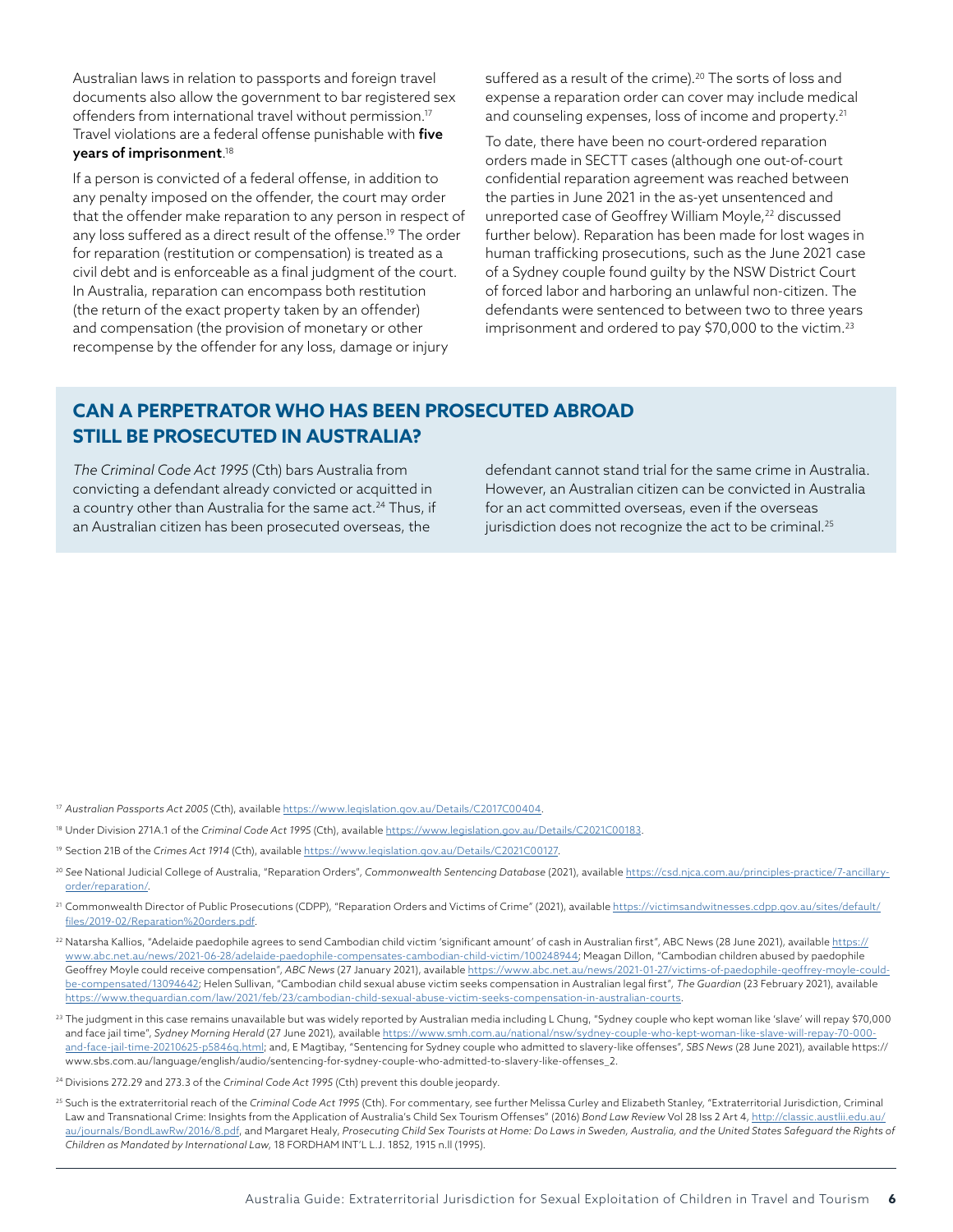Australian laws in relation to passports and foreign travel documents also allow the government to bar registered sex offenders from international travel without permission.[17] Travel violations are a federal offense punishable with **five years of imprisonment**.[18]

If a person is convicted of a federal offense, in addition to any penalty imposed on the offender, the court may order that the offender make reparation to any person in respect of any loss suffered as a direct result of the offense.[19] The order for reparation (restitution or compensation) is treated as a civil debt and is enforceable as a final judgment of the court. In Australia, reparation can encompass both restitution (the return of the exact property taken by an offender) and compensation (the provision of monetary or other recompense by the offender for any loss, damage or injury suffered as a result of the crime).[20] The sorts of loss and expense a reparation order can cover may include medical and counseling expenses, loss of income and property.[21]

To date, there have been no court-ordered reparation orders made in SECTT cases (although one out-of-court confidential reparation agreement was reached between the parties in June 2021 in the as-yet unsentenced and unreported case of Geoffrey William Moyle,[22] discussed further below). Reparation has been made for lost wages in human trafficking prosecutions, such as the June 2021 case of a Sydney couple found guilty by the NSW District Court of forced labor and harboring an unlawful non-citizen. The defendants were sentenced to between two to three years imprisonment and ordered to pay $70,000 to the victim.[23]

## CAN A PERPETRATOR WHO HAS BEEN PROSECUTED ABROAD STILL BE PROSECUTED IN AUSTRALIA?

*The Criminal Code Act 1995* (Cth) bars Australia from convicting a defendant already convicted or acquitted in a country other than Australia for the same act.[24] Thus, if an Australian citizen has been prosecuted overseas, the defendant cannot stand trial for the same crime in Australia. However, an Australian citizen can be convicted in Australia for an act committed overseas, even if the overseas jurisdiction does not recognize the act to be criminal.[25]

---

[17] *Australian Passports Act 2005* (Cth), available https://www.legislation.gov.au/Details/C2017C00404.

[18] Under Division 271A.1 of the *Criminal Code Act 1995* (Cth), available https://www.legislation.gov.au/Details/C2021C00183.

[19] Section 21B of the *Crimes Act 1914* (Cth), available https://www.legislation.gov.au/Details/C2021C00127.

[20] *See* National Judicial College of Australia, "Reparation Orders", *Commonwealth Sentencing Database* (2021), available https://csd.njca.com.au/principles-practice/7-ancillary-order/reparation/.

[21] Commonwealth Director of Public Prosecutions (CDPP), "Reparation Orders and Victims of Crime" (2021), available https://victimsandwitnesses.cdpp.gov.au/sites/default/files/2019-02/Reparation%20orders.pdf.

[22] Natarsha Kallios, "Adelaide paedophile agrees to send Cambodian child victim 'significant amount' of cash in Australian first", ABC News (28 June 2021), available https://www.abc.net.au/news/2021-06-28/adelaide-paedophile-compensates-cambodian-child-victim/100248944; Meagan Dillon, "Cambodian children abused by paedophile Geoffrey Moyle could receive compensation", *ABC News* (27 January 2021), available https://www.abc.net.au/news/2021-01-27/victims-of-paedophile-geoffrey-moyle-could-be-compensated/13094642; Helen Sullivan, "Cambodian child sexual abuse victim seeks compensation in Australian legal first", *The Guardian* (23 February 2021), available https://www.theguardian.com/law/2021/feb/23/cambodian-child-sexual-abuse-victim-seeks-compensation-in-australian-courts.

[23] The judgment in this case remains unavailable but was widely reported by Australian media including L Chung, "Sydney couple who kept woman like 'slave' will repay $70,000 and face jail time", *Sydney Morning Herald* (27 June 2021), available https://www.smh.com.au/national/nsw/sydney-couple-who-kept-woman-like-slave-will-repay-70-000-and-face-jail-time-20210625-p5846q.html; and, E Magtibay, "Sentencing for Sydney couple who admitted to slavery-like offenses", *SBS News* (28 June 2021), available https://www.sbs.com.au/language/english/audio/sentencing-for-sydney-couple-who-admitted-to-slavery-like-offenses_2.

[24] Divisions 272.29 and 273.3 of the *Criminal Code Act 1995* (Cth) prevent this double jeopardy.

[25] Such is the extraterritorial reach of the *Criminal Code Act 1995* (Cth). For commentary, see further Melissa Curley and Elizabeth Stanley, "Extraterritorial Jurisdiction, Criminal Law and Transnational Crime: Insights from the Application of Australia's Child Sex Tourism Offenses" (2016) *Bond Law Review* Vol 28 Iss 2 Art 4, http://classic.austlii.edu.au/au/journals/BondLawRw/2016/8.pdf, and Margaret Healy, *Prosecuting Child Sex Tourists at Home: Do Laws in Sweden, Australia, and the United States Safeguard the Rights of Children as Mandated by International Law,* 18 FORDHAM INT'L L.J. 1852, 1915 n.ll (1995).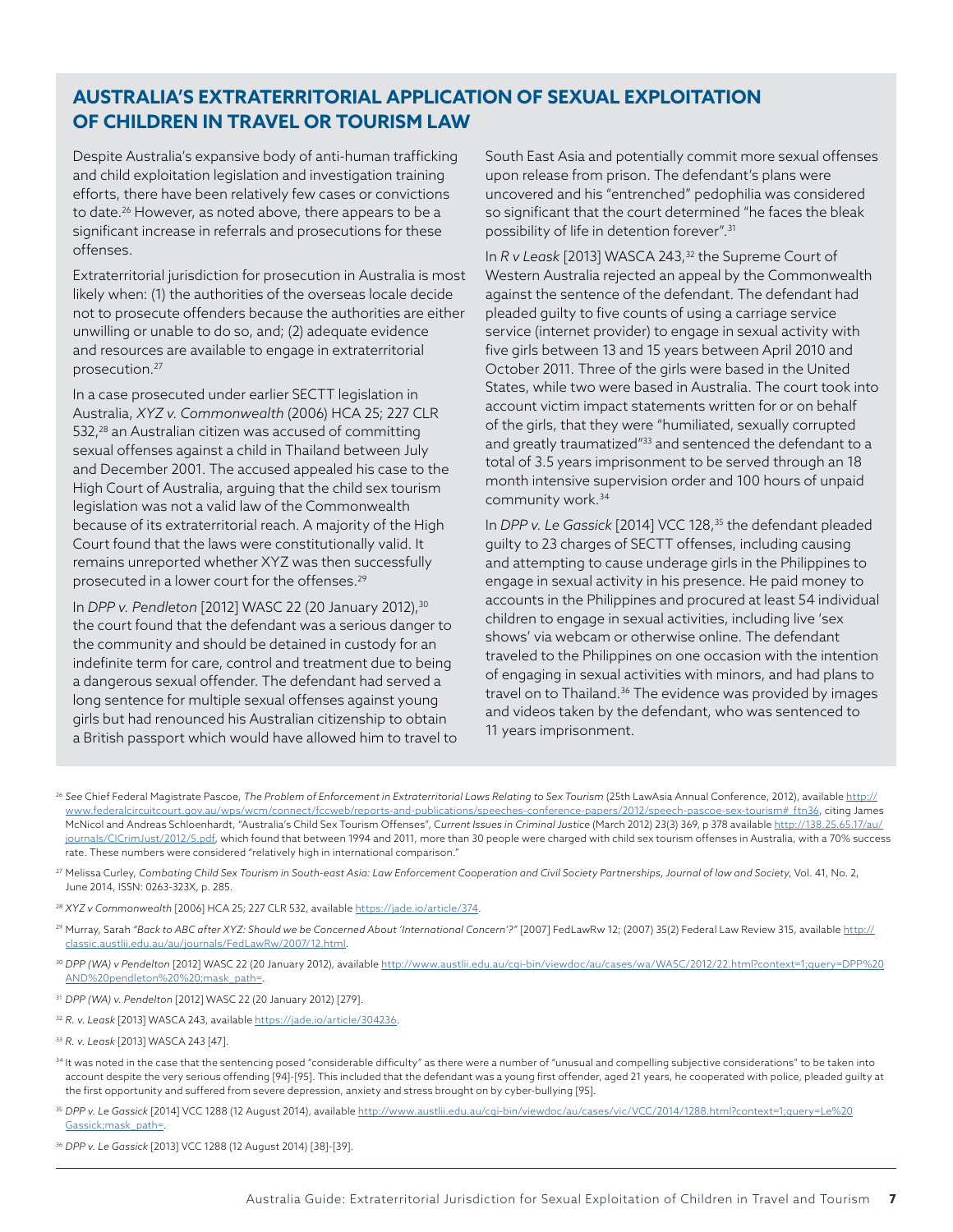## AUSTRALIA'S EXTRATERRITORIAL APPLICATION OF SEXUAL EXPLOITATION OF CHILDREN IN TRAVEL OR TOURISM LAW

Despite Australia's expansive body of anti-human trafficking and child exploitation legislation and investigation training efforts, there have been relatively few cases or convictions to date.[26] However, as noted above, there appears to be a significant increase in referrals and prosecutions for these offenses.

Extraterritorial jurisdiction for prosecution in Australia is most likely when: (1) the authorities of the overseas locale decide not to prosecute offenders because the authorities are either unwilling or unable to do so, and; (2) adequate evidence and resources are available to engage in extraterritorial prosecution.[27]

In a case prosecuted under earlier SECTT legislation in Australia, *XYZ v. Commonwealth* (2006) HCA 25; 227 CLR 532,[28] an Australian citizen was accused of committing sexual offenses against a child in Thailand between July and December 2001. The accused appealed his case to the High Court of Australia, arguing that the child sex tourism legislation was not a valid law of the Commonwealth because of its extraterritorial reach. A majority of the High Court found that the laws were constitutionally valid. It remains unreported whether XYZ was then successfully prosecuted in a lower court for the offenses.[29]

In *DPP v. Pendleton* [2012] WASC 22 (20 January 2012),[30] the court found that the defendant was a serious danger to the community and should be detained in custody for an indefinite term for care, control and treatment due to being a dangerous sexual offender. The defendant had served a long sentence for multiple sexual offenses against young girls but had renounced his Australian citizenship to obtain a British passport which would have allowed him to travel to South East Asia and potentially commit more sexual offenses upon release from prison. The defendant's plans were uncovered and his "entrenched" pedophilia was considered so significant that the court determined "he faces the bleak possibility of life in detention forever".[31]

In *R v Leask* [2013] WASCA 243,[32] the Supreme Court of Western Australia rejected an appeal by the Commonwealth against the sentence of the defendant. The defendant had pleaded guilty to five counts of using a carriage service service (internet provider) to engage in sexual activity with five girls between 13 and 15 years between April 2010 and October 2011. Three of the girls were based in the United States, while two were based in Australia. The court took into account victim impact statements written for or on behalf of the girls, that they were "humiliated, sexually corrupted and greatly traumatized"[33] and sentenced the defendant to a total of 3.5 years imprisonment to be served through an 18 month intensive supervision order and 100 hours of unpaid community work.[34]

In *DPP v. Le Gassick* [2014] VCC 128,[35] the defendant pleaded guilty to 23 charges of SECTT offenses, including causing and attempting to cause underage girls in the Philippines to engage in sexual activity in his presence. He paid money to accounts in the Philippines and procured at least 54 individual children to engage in sexual activities, including live 'sex shows' via webcam or otherwise online. The defendant traveled to the Philippines on one occasion with the intention of engaging in sexual activities with minors, and had plans to travel on to Thailand.[36] The evidence was provided by images and videos taken by the defendant, who was sentenced to 11 years imprisonment.

---

[26] *See* Chief Federal Magistrate Pascoe, *The Problem of Enforcement in Extraterritorial Laws Relating to Sex Tourism* (25th LawAsia Annual Conference, 2012), available http://www.federalcircuitcourt.gov.au/wps/wcm/connect/fccweb/reports-and-publications/speeches-conference-papers/2012/speech-pascoe-sex-tourism#_ftn36, citing James McNicol and Andreas Schloenhardt, "Australia's Child Sex Tourism Offenses", *Current Issues in Criminal Justice* (March 2012) 23(3) 369, p 378 available http://138.25.65.17/au/journals/CICrimJust/2012/5.pdf, which found that between 1994 and 2011, more than 30 people were charged with child sex tourism offenses in Australia, with a 70% success rate. These numbers were considered "relatively high in international comparison."

[27] Melissa Curley, *Combating Child Sex Tourism in South-east Asia: Law Enforcement Cooperation and Civil Society Partnerships*, *Journal of law and Society*, Vol. 41, No. 2, June 2014, ISSN: 0263-323X, p. 285.

[28] *XYZ v Commonwealth* [2006] HCA 25; 227 CLR 532, available https://jade.io/article/374.

[29] Murray, Sarah *"Back to ABC after XYZ: Should we be Concerned About 'International Concern'?"* [2007] FedLawRw 12; (2007) 35(2) Federal Law Review 315, available http://classic.austlii.edu.au/au/journals/FedLawRw/2007/12.html.

[30] *DPP (WA) v Pendleton* [2012] WASC 22 (20 January 2012), available http://www.austlii.edu.au/cgi-bin/viewdoc/au/cases/wa/WASC/2012/22.html?context=1;query=DPP%20AND%20pendleton%20%20;mask_path=.

[31] *DPP (WA) v. Pendleton* [2012] WASC 22 (20 January 2012) [279].

[32] *R. v. Leask* [2013] WASCA 243, available https://jade.io/article/304236.

[33] *R. v. Leask* [2013] WASCA 243 [47].

[34] It was noted in the case that the sentencing posed "considerable difficulty" as there were a number of "unusual and compelling subjective considerations" to be taken into account despite the very serious offending [94]-[95]. This included that the defendant was a young first offender, aged 21 years, he cooperated with police, pleaded guilty at the first opportunity and suffered from severe depression, anxiety and stress brought on by cyber-bullying [95].

[35] *DPP v. Le Gassick* [2014] VCC 1288 (12 August 2014), available http://www.austlii.edu.au/cgi-bin/viewdoc/au/cases/vic/VCC/2014/1288.html?context=1;query=Le%20Gassick;mask_path=.

[36] *DPP v. Le Gassick* [2013] VCC 1288 (12 August 2014) [38]-[39].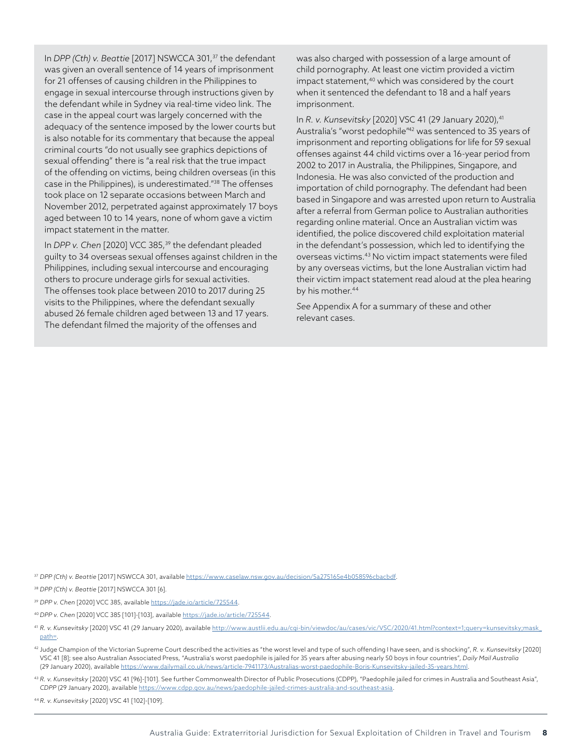In *DPP (Cth) v. Beattie* [2017] NSWCCA 301,[37] the defendant was given an overall sentence of 14 years of imprisonment for 21 offenses of causing children in the Philippines to engage in sexual intercourse through instructions given by the defendant while in Sydney via real-time video link. The case in the appeal court was largely concerned with the adequacy of the sentence imposed by the lower courts but is also notable for its commentary that because the appeal criminal courts "do not usually see graphics depictions of sexual offending" there is "a real risk that the true impact of the offending on victims, being children overseas (in this case in the Philippines), is underestimated."[38] The offenses took place on 12 separate occasions between March and November 2012, perpetrated against approximately 17 boys aged between 10 to 14 years, none of whom gave a victim impact statement in the matter.

In *DPP v. Chen* [2020] VCC 385,[39] the defendant pleaded guilty to 34 overseas sexual offenses against children in the Philippines, including sexual intercourse and encouraging others to procure underage girls for sexual activities. The offenses took place between 2010 to 2017 during 25 visits to the Philippines, where the defendant sexually abused 26 female children aged between 13 and 17 years. The defendant filmed the majority of the offenses and was also charged with possession of a large amount of child pornography. At least one victim provided a victim impact statement,[40] which was considered by the court when it sentenced the defendant to 18 and a half years imprisonment.

In *R. v. Kunsevitsky* [2020] VSC 41 (29 January 2020),[41] Australia's "worst pedophile"[42] was sentenced to 35 years of imprisonment and reporting obligations for life for 59 sexual offenses against 44 child victims over a 16-year period from 2002 to 2017 in Australia, the Philippines, Singapore, and Indonesia. He was also convicted of the production and importation of child pornography. The defendant had been based in Singapore and was arrested upon return to Australia after a referral from German police to Australian authorities regarding online material. Once an Australian victim was identified, the police discovered child exploitation material in the defendant's possession, which led to identifying the overseas victims.[43] No victim impact statements were filed by any overseas victims, but the lone Australian victim had their victim impact statement read aloud at the plea hearing by his mother.[44]

*See* Appendix A for a summary of these and other relevant cases.

---

[37] *DPP (Cth) v. Beattie* [2017] NSWCCA 301, available https://www.caselaw.nsw.gov.au/decision/5a275165e4b058596cbacbdf.

[38] *DPP (Cth) v. Beattie* [2017] NSWCCA 301 [6].

[39] *DPP v. Chen* [2020] VCC 385, available https://jade.io/article/725544.

[40] *DPP v. Chen* [2020] VCC 385 [101]-[103], available https://jade.io/article/725544.

[41] *R. v. Kunsevitsky* [2020] VSC 41 (29 January 2020), available http://www.austlii.edu.au/cgi-bin/viewdoc/au/cases/vic/VSC/2020/41.html?context=1;query=kunsevitsky;mask_path=.

[42] Judge Champion of the Victorian Supreme Court described the activities as "the worst level and type of such offending I have seen, and is shocking", *R. v. Kunsevitsky* [2020] VSC 41 [8]; see also Australian Associated Press, "Australia's worst paedophile is jailed for 35 years after abusing nearly 50 boys in four countries", *Daily Mail Australia* (29 January 2020), available https://www.dailymail.co.uk/news/article-7941173/Australias-worst-paedophile-Boris-Kunsevitsky-jailed-35-years.html.

[43] *R. v. Kunsevitsky* [2020] VSC 41 [96]-[101]. See further Commonwealth Director of Public Prosecutions (CDPP), "Paedophile jailed for crimes in Australia and Southeast Asia", *CDPP* (29 January 2020), available https://www.cdpp.gov.au/news/paedophile-jailed-crimes-australia-and-southeast-asia.

[44] *R. v. Kunsevitsky* [2020] VSC 41 [102]-[109].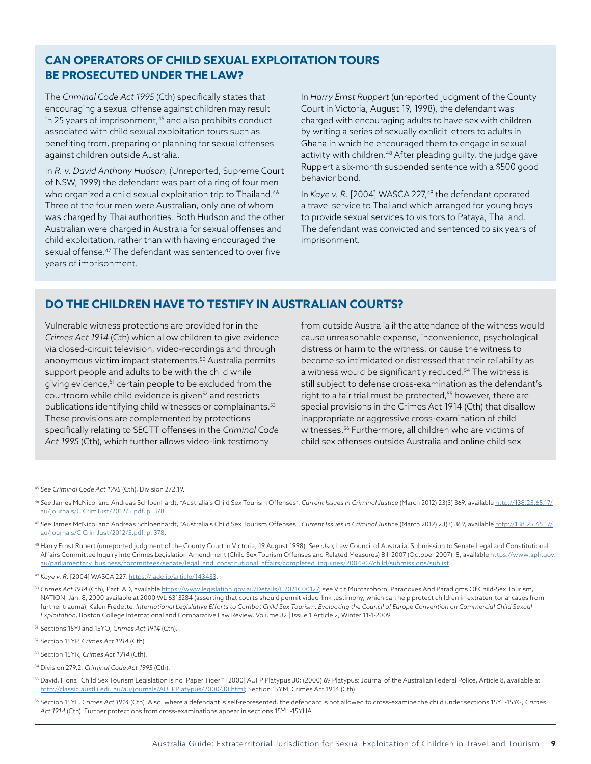## CAN OPERATORS OF CHILD SEXUAL EXPLOITATION TOURS BE PROSECUTED UNDER THE LAW?

The *Criminal Code Act 1995* (Cth) specifically states that encouraging a sexual offense against children may result in 25 years of imprisonment,[45] and also prohibits conduct associated with child sexual exploitation tours such as benefiting from, preparing or planning for sexual offenses against children outside Australia.

In *R. v. David Anthony Hudson*, (Unreported, Supreme Court of NSW, 1999) the defendant was part of a ring of four men who organized a child sexual exploitation trip to Thailand.[46] Three of the four men were Australian, only one of whom was charged by Thai authorities. Both Hudson and the other Australian were charged in Australia for sexual offenses and child exploitation, rather than with having encouraged the sexual offense.[47] The defendant was sentenced to over five years of imprisonment.

In *Harry Ernst Ruppert* (unreported judgment of the County Court in Victoria, August 19, 1998), the defendant was charged with encouraging adults to have sex with children by writing a series of sexually explicit letters to adults in Ghana in which he encouraged them to engage in sexual activity with children.[48] After pleading guilty, the judge gave Ruppert a six-month suspended sentence with a $500 good behavior bond.

In *Kaye v. R.* [2004] WASCA 227,[49] the defendant operated a travel service to Thailand which arranged for young boys to provide sexual services to visitors to Pataya, Thailand. The defendant was convicted and sentenced to six years of imprisonment.

## DO THE CHILDREN HAVE TO TESTIFY IN AUSTRALIAN COURTS?

Vulnerable witness protections are provided for in the *Crimes Act 1914* (Cth) which allow children to give evidence via closed-circuit television, video-recordings and through anonymous victim impact statements.[50] Australia permits support people and adults to be with the child while giving evidence,[51] certain people to be excluded from the courtroom while child evidence is given[52] and restricts publications identifying child witnesses or complainants.[53] These provisions are complemented by protections specifically relating to SECTT offenses in the *Criminal Code Act 1995* (Cth), which further allows video-link testimony from outside Australia if the attendance of the witness would cause unreasonable expense, inconvenience, psychological distress or harm to the witness, or cause the witness to become so intimidated or distressed that their reliability as a witness would be significantly reduced.[54] The witness is still subject to defense cross-examination as the defendant's right to a fair trial must be protected,[55] however, there are special provisions in the Crimes Act 1914 (Cth) that disallow inappropriate or aggressive cross-examination of child witnesses.[56] Furthermore, all children who are victims of child sex offenses outside Australia and online child sex

---

[45] *See Criminal Code Act 1995* (Cth), Division 272.19.

[46] *See* James McNicol and Andreas Schloenhardt, "Australia's Child Sex Tourism Offenses", *Current Issues in Criminal Justice* (March 2012) 23(3) 369, available http://138.25.65.17/au/journals/CICrimJust/2012/5.pdf, p. 378.

[47] *See* James McNicol and Andreas Schloenhardt, "Australia's Child Sex Tourism Offenses", *Current Issues in Criminal Justice* (March 2012) 23(3) 369, available http://138.25.65.17/au/journals/CICrimJust/2012/5.pdf, p. 378.

[48] Harry Ernst Rupert (unreported judgment of the County Court in Victoria, 19 August 1998). *See also*, Law Council of Australia, Submission to Senate Legal and Constitutional Affairs Committee Inquiry into Crimes Legislation Amendment (Child Sex Tourism Offenses and Related Measures) Bill 2007 (October 2007), 8, available https://www.aph.gov.au/parliamentary_business/committees/senate/legal_and_constitutional_affairs/completed_inquiries/2004-07/child/submissions/sublist.

[49] *Kaye v. R.* [2004] WASCA 227, https://jade.io/article/143433.

[50] *Crimes Act 1914* (Cth), Part IAD, available https://www.legislation.gov.au/Details/C2021C00127; *see* Vitit Muntarbhorn, Paradoxes And Paradigms Of Child-Sex Tourism, NATION, Jan. 8, 2000 available at 2000 WL 6313284 (asserting that courts should permit video-link testimony, which can help protect children in extraterritorial cases from further trauma); Kalen Fredette, *International Legislative Efforts to Combat Child Sex Tourism: Evaluating the Council of Europe Convention on Commercial Child Sexual Exploitation*, Boston College International and Comparative Law Review, Volume 32 | Issue 1 Article 2, Winter 11-1-2009.

[51] Sections 15YJ and 15YO, *Crimes Act 1914* (Cth).

[52] Section 15YP, *Crimes Act 1914* (Cth).

[53] Section 15YR, *Crimes Act 1914* (Cth).

[54] Division 279.2, *Criminal Code Act 1995* (Cth).

[55] David, Fiona "Child Sex Tourism Legislation is no 'Paper Tiger'" [2000] AUFP Platypus 30; (2000) 69 Platypus: Journal of the Australian Federal Police, Article 8, available at http://classic.austlii.edu.au/au/journals/AUFPPlatypus/2000/30.html; Section 15YM, Crimes Act 1914 (Cth).

[56] Section 15YE, *Crimes Act 1914* (Cth). Also, where a defendant is self-represented, the defendant is not allowed to cross-examine the child under sections 15YF-15YG, *Crimes Act 1914* (Cth). Further protections from cross-examinations appear in sections 15YH-15YHA.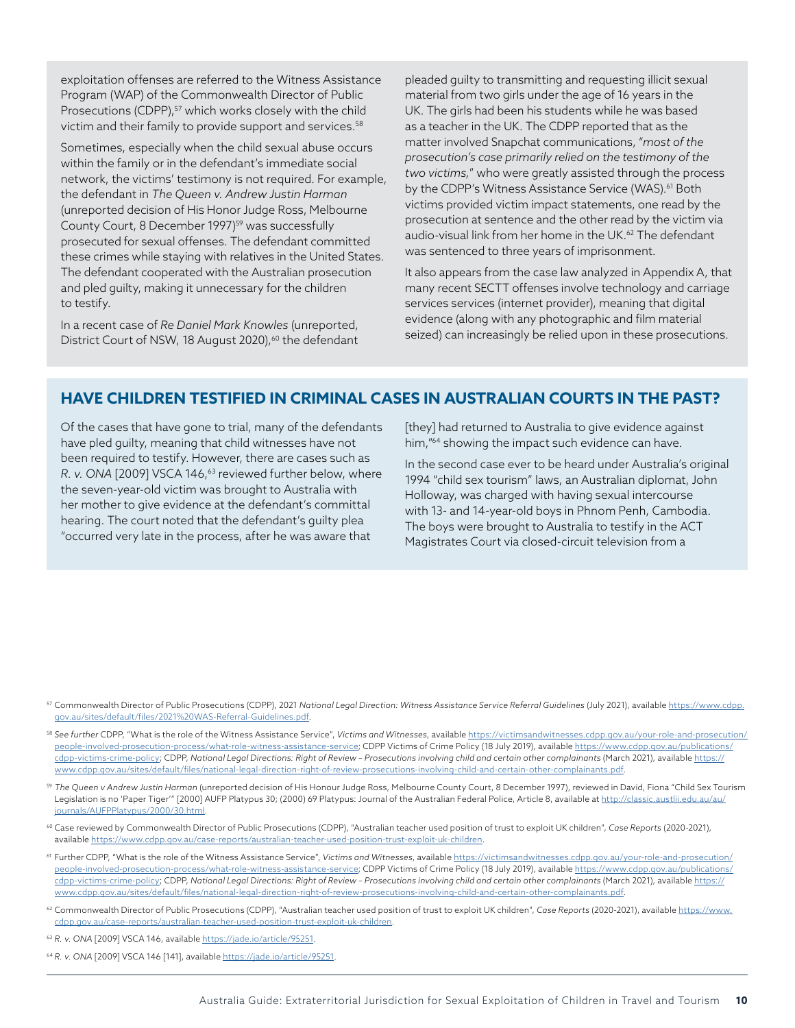exploitation offenses are referred to the Witness Assistance Program (WAP) of the Commonwealth Director of Public Prosecutions (CDPP),[57] which works closely with the child victim and their family to provide support and services.[58]

Sometimes, especially when the child sexual abuse occurs within the family or in the defendant's immediate social network, the victims' testimony is not required. For example, the defendant in *The Queen v. Andrew Justin Harman* (unreported decision of His Honor Judge Ross, Melbourne County Court, 8 December 1997)[59] was successfully prosecuted for sexual offenses. The defendant committed these crimes while staying with relatives in the United States. The defendant cooperated with the Australian prosecution and pled guilty, making it unnecessary for the children to testify.

In a recent case of *Re Daniel Mark Knowles* (unreported, District Court of NSW, 18 August 2020),[60] the defendant pleaded guilty to transmitting and requesting illicit sexual material from two girls under the age of 16 years in the UK. The girls had been his students while he was based as a teacher in the UK. The CDPP reported that as the matter involved Snapchat communications, "*most of the prosecution's case primarily relied on the testimony of the two victims,*" who were greatly assisted through the process by the CDPP's Witness Assistance Service (WAS).[61] Both victims provided victim impact statements, one read by the prosecution at sentence and the other read by the victim via audio-visual link from her home in the UK.[62] The defendant was sentenced to three years of imprisonment.

It also appears from the case law analyzed in Appendix A, that many recent SECTT offenses involve technology and carriage services services (internet provider), meaning that digital evidence (along with any photographic and film material seized) can increasingly be relied upon in these prosecutions.

## HAVE CHILDREN TESTIFIED IN CRIMINAL CASES IN AUSTRALIAN COURTS IN THE PAST?

Of the cases that have gone to trial, many of the defendants have pled guilty, meaning that child witnesses have not been required to testify. However, there are cases such as *R. v. ONA* [2009] VSCA 146,[63] reviewed further below, where the seven-year-old victim was brought to Australia with her mother to give evidence at the defendant's committal hearing. The court noted that the defendant's guilty plea "occurred very late in the process, after he was aware that [they] had returned to Australia to give evidence against him,"[64] showing the impact such evidence can have.

In the second case ever to be heard under Australia's original 1994 "child sex tourism" laws, an Australian diplomat, John Holloway, was charged with having sexual intercourse with 13- and 14-year-old boys in Phnom Penh, Cambodia. The boys were brought to Australia to testify in the ACT Magistrates Court via closed-circuit television from a

---

[57] Commonwealth Director of Public Prosecutions (CDPP), 2021 *National Legal Direction: Witness Assistance Service Referral Guidelines* (July 2021), available https://www.cdpp.gov.au/sites/default/files/2021%20WAS-Referral-Guidelines.pdf.

[58] *See further* CDPP, "What is the role of the Witness Assistance Service", *Victims and Witnesses*, available https://victimsandwitnesses.cdpp.gov.au/your-role-and-prosecution/people-involved-prosecution-process/what-role-witness-assistance-service; CDPP Victims of Crime Policy (18 July 2019), available https://www.cdpp.gov.au/publications/cdpp-victims-crime-policy; CDPP, *National Legal Directions: Right of Review – Prosecutions involving child and certain other complainants* (March 2021), available https://www.cdpp.gov.au/sites/default/files/national-legal-direction-right-of-review-prosecutions-involving-child-and-certain-other-complainants.pdf.

[59] *The Queen v Andrew Justin Harman* (unreported decision of His Honour Judge Ross, Melbourne County Court, 8 December 1997), reviewed in David, Fiona "Child Sex Tourism Legislation is no 'Paper Tiger'" [2000] AUFP Platypus 30; (2000) 69 Platypus: Journal of the Australian Federal Police, Article 8, available at http://classic.austlii.edu.au/au/journals/AUFPPlatypus/2000/30.html.

[60] Case reviewed by Commonwealth Director of Public Prosecutions (CDPP), "Australian teacher used position of trust to exploit UK children", *Case Reports* (2020-2021), available https://www.cdpp.gov.au/case-reports/australian-teacher-used-position-trust-exploit-uk-children.

[61] Further CDPP, "What is the role of the Witness Assistance Service", *Victims and Witnesses*, available https://victimsandwitnesses.cdpp.gov.au/your-role-and-prosecution/people-involved-prosecution-process/what-role-witness-assistance-service; CDPP Victims of Crime Policy (18 July 2019), available https://www.cdpp.gov.au/publications/cdpp-victims-crime-policy; CDPP, *National Legal Directions: Right of Review – Prosecutions involving child and certain other complainants* (March 2021), available https://www.cdpp.gov.au/sites/default/files/national-legal-direction-right-of-review-prosecutions-involving-child-and-certain-other-complainants.pdf.

[62] Commonwealth Director of Public Prosecutions (CDPP), "Australian teacher used position of trust to exploit UK children", *Case Reports* (2020-2021), available https://www.cdpp.gov.au/case-reports/australian-teacher-used-position-trust-exploit-uk-children.

[63] *R. v. ONA* [2009] VSCA 146, available https://jade.io/article/95251.

[64] *R. v. ONA* [2009] VSCA 146 [141], available https://jade.io/article/95251.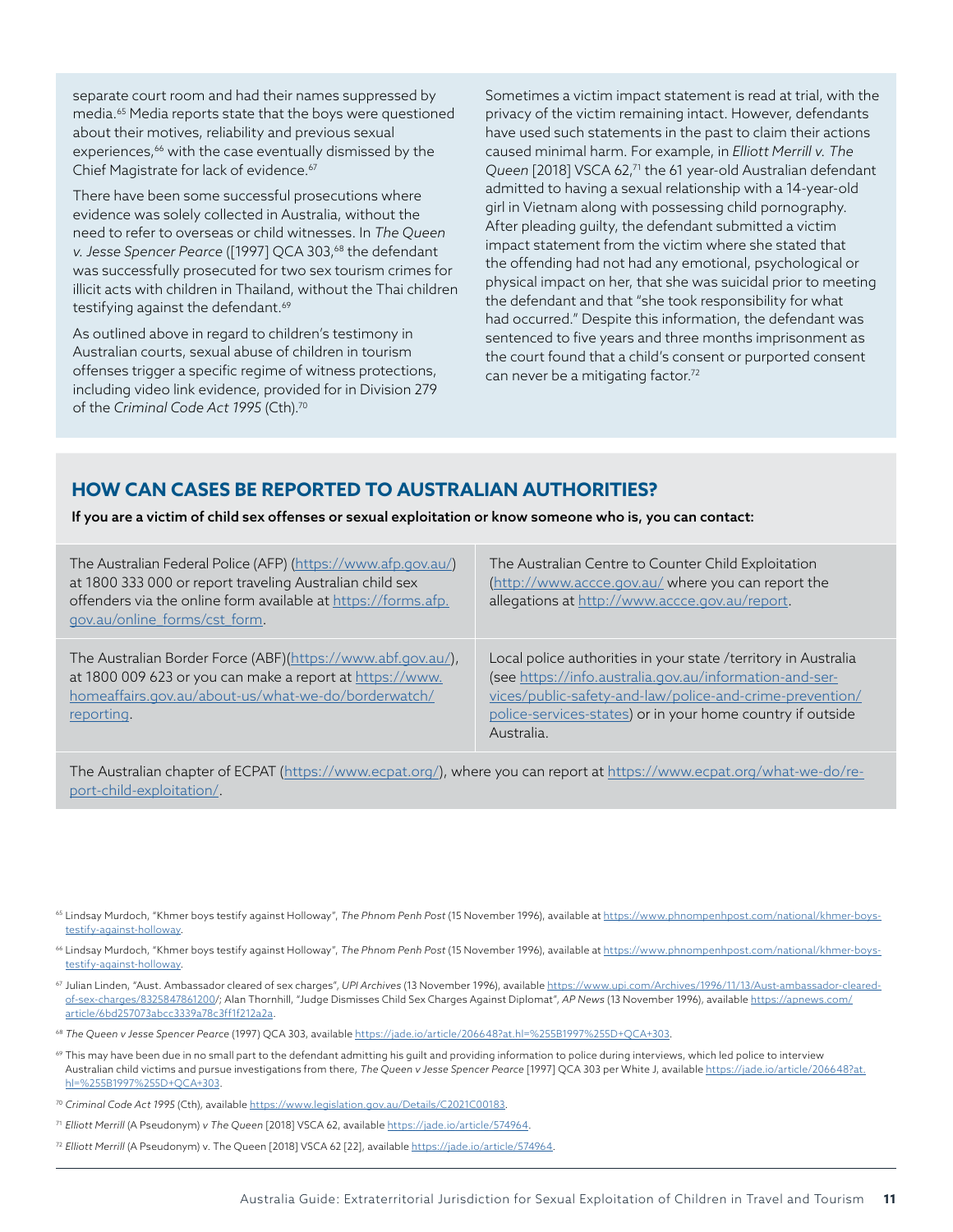separate court room and had their names suppressed by media.[65] Media reports state that the boys were questioned about their motives, reliability and previous sexual experiences,[66] with the case eventually dismissed by the Chief Magistrate for lack of evidence.[67]

There have been some successful prosecutions where evidence was solely collected in Australia, without the need to refer to overseas or child witnesses. In *The Queen v. Jesse Spencer Pearce* ([1997] QCA 303,[68] the defendant was successfully prosecuted for two sex tourism crimes for illicit acts with children in Thailand, without the Thai children testifying against the defendant.[69]

As outlined above in regard to children's testimony in Australian courts, sexual abuse of children in tourism offenses trigger a specific regime of witness protections, including video link evidence, provided for in Division 279 of the *Criminal Code Act 1995* (Cth).[70]

Sometimes a victim impact statement is read at trial, with the privacy of the victim remaining intact. However, defendants have used such statements in the past to claim their actions caused minimal harm. For example, in *Elliott Merrill v. The Queen* [2018] VSCA 62,[71] the 61 year-old Australian defendant admitted to having a sexual relationship with a 14-year-old girl in Vietnam along with possessing child pornography. After pleading guilty, the defendant submitted a victim impact statement from the victim where she stated that the offending had not had any emotional, psychological or physical impact on her, that she was suicidal prior to meeting the defendant and that "she took responsibility for what had occurred." Despite this information, the defendant was sentenced to five years and three months imprisonment as the court found that a child's consent or purported consent can never be a mitigating factor.[72]

## HOW CAN CASES BE REPORTED TO AUSTRALIAN AUTHORITIES?

**If you are a victim of child sex offenses or sexual exploitation or know someone who is, you can contact:**

| | |
|---|---|
| The Australian Federal Police (AFP) (https://www.afp.gov.au/) at 1800 333 000 or report traveling Australian child sex offenders via the online form available at https://forms.afp.gov.au/online_forms/cst_form. | The Australian Centre to Counter Child Exploitation (http://www.accce.gov.au/ where you can report the allegations at http://www.accce.gov.au/report. |
| The Australian Border Force (ABF)(https://www.abf.gov.au/), at 1800 009 623 or you can make a report at https://www.homeaffairs.gov.au/about-us/what-we-do/borderwatch/reporting. | Local police authorities in your state /territory in Australia (see https://info.australia.gov.au/information-and-services/public-safety-and-law/police-and-crime-prevention/police-services-states) or in your home country if outside Australia. |

The Australian chapter of ECPAT (https://www.ecpat.org/), where you can report at https://www.ecpat.org/what-we-do/report-child-exploitation/.

[65] Lindsay Murdoch, "Khmer boys testify against Holloway", *The Phnom Penh Post* (15 November 1996), available at https://www.phnompenhpost.com/national/khmer-boys-testify-against-holloway.

[66] Lindsay Murdoch, "Khmer boys testify against Holloway", *The Phnom Penh Post* (15 November 1996), available at https://www.phnompenhpost.com/national/khmer-boys-testify-against-holloway.

[67] Julian Linden, "Aust. Ambassador cleared of sex charges", *UPI Archives* (13 November 1996), available https://www.upi.com/Archives/1996/11/13/Aust-ambassador-cleared-of-sex-charges/8325847861200/; Alan Thornhill, "Judge Dismisses Child Sex Charges Against Diplomat", *AP News* (13 November 1996), available https://apnews.com/article/6bd257073abcc3339a78c3ff1f212a2a.

[68] *The Queen v Jesse Spencer Pearce* (1997) QCA 303, available https://jade.io/article/206648?at.hl=%255B1997%255D+QCA+303.

[69] This may have been due in no small part to the defendant admitting his guilt and providing information to police during interviews, which led police to interview Australian child victims and pursue investigations from there, *The Queen v Jesse Spencer Pearce* [1997] QCA 303 per White J, available https://jade.io/article/206648?at.hl=%255B1997%255D+QCA+303.

[70] *Criminal Code Act 1995* (Cth), available https://www.legislation.gov.au/Details/C2021C00183.

[71] *Elliott Merrill* (A Pseudonym) *v The Queen* [2018] VSCA 62, available https://jade.io/article/574964.

[72] *Elliott Merrill* (A Pseudonym) v. The Queen [2018] VSCA 62 [22], available https://jade.io/article/574964.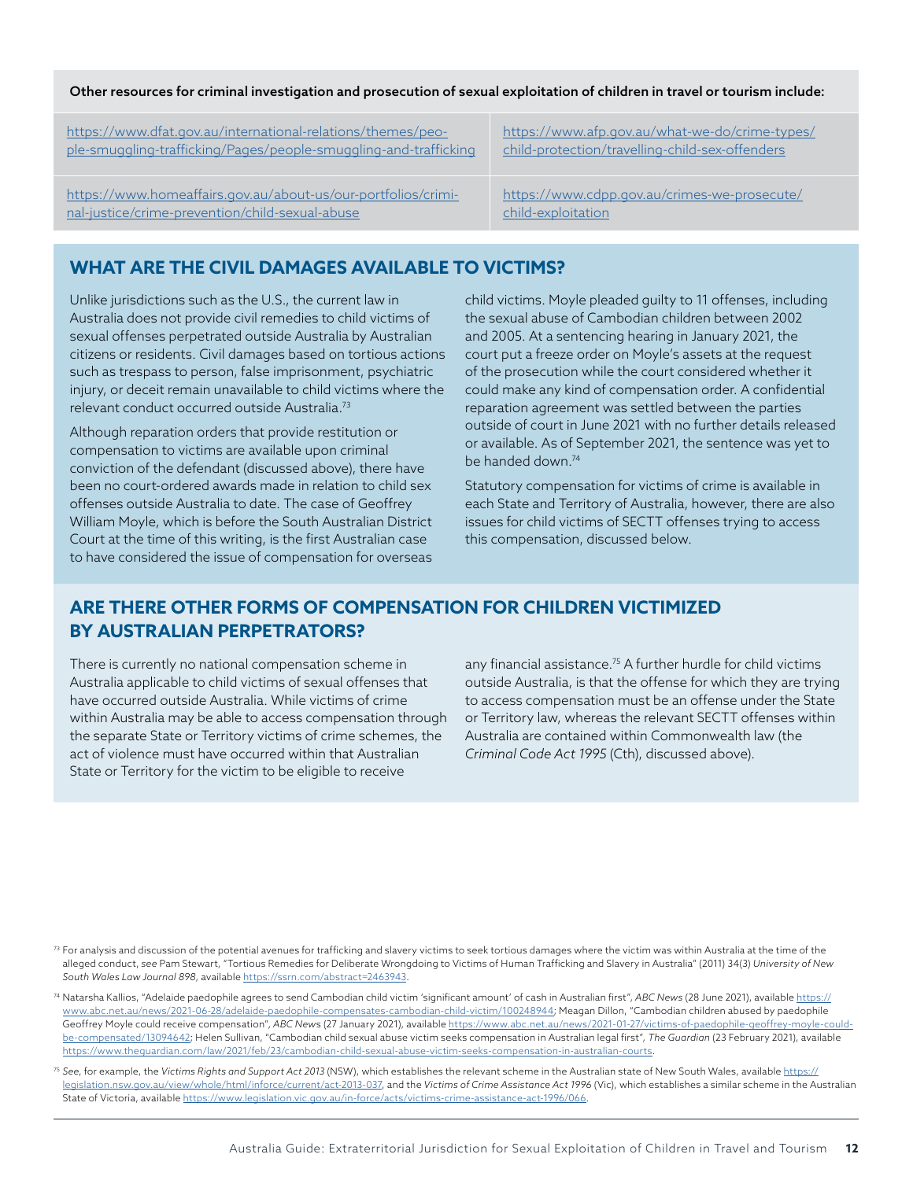**Other resources for criminal investigation and prosecution of sexual exploitation of children in travel or tourism include:**

| | |
|---|---|
| https://www.dfat.gov.au/international-relations/themes/people-smuggling-trafficking/Pages/people-smuggling-and-trafficking | https://www.afp.gov.au/what-we-do/crime-types/child-protection/travelling-child-sex-offenders |
| https://www.homeaffairs.gov.au/about-us/our-portfolios/criminal-justice/crime-prevention/child-sexual-abuse | https://www.cdpp.gov.au/crimes-we-prosecute/child-exploitation |

## WHAT ARE THE CIVIL DAMAGES AVAILABLE TO VICTIMS?

Unlike jurisdictions such as the U.S., the current law in Australia does not provide civil remedies to child victims of sexual offenses perpetrated outside Australia by Australian citizens or residents. Civil damages based on tortious actions such as trespass to person, false imprisonment, psychiatric injury, or deceit remain unavailable to child victims where the relevant conduct occurred outside Australia.[73]

Although reparation orders that provide restitution or compensation to victims are available upon criminal conviction of the defendant (discussed above), there have been no court-ordered awards made in relation to child sex offenses outside Australia to date. The case of Geoffrey William Moyle, which is before the South Australian District Court at the time of this writing, is the first Australian case to have considered the issue of compensation for overseas child victims. Moyle pleaded guilty to 11 offenses, including the sexual abuse of Cambodian children between 2002 and 2005. At a sentencing hearing in January 2021, the court put a freeze order on Moyle's assets at the request of the prosecution while the court considered whether it could make any kind of compensation order. A confidential reparation agreement was settled between the parties outside of court in June 2021 with no further details released or available. As of September 2021, the sentence was yet to be handed down.[74]

Statutory compensation for victims of crime is available in each State and Territory of Australia, however, there are also issues for child victims of SECTT offenses trying to access this compensation, discussed below.

## ARE THERE OTHER FORMS OF COMPENSATION FOR CHILDREN VICTIMIZED BY AUSTRALIAN PERPETRATORS?

There is currently no national compensation scheme in Australia applicable to child victims of sexual offenses that have occurred outside Australia. While victims of crime within Australia may be able to access compensation through the separate State or Territory victims of crime schemes, the act of violence must have occurred within that Australian State or Territory for the victim to be eligible to receive any financial assistance.[75] A further hurdle for child victims outside Australia, is that the offense for which they are trying to access compensation must be an offense under the State or Territory law, whereas the relevant SECTT offenses within Australia are contained within Commonwealth law (the *Criminal Code Act 1995* (Cth), discussed above).

---

[73] For analysis and discussion of the potential avenues for trafficking and slavery victims to seek tortious damages where the victim was within Australia at the time of the alleged conduct, *see* Pam Stewart, "Tortious Remedies for Deliberate Wrongdoing to Victims of Human Trafficking and Slavery in Australia" (2011) 34(3) *University of New South Wales Law Journal 898*, available https://ssrn.com/abstract=2463943.

[74] Natarsha Kallios, "Adelaide paedophile agrees to send Cambodian child victim 'significant amount' of cash in Australian first", *ABC News* (28 June 2021), available https://www.abc.net.au/news/2021-06-28/adelaide-paedophile-compensates-cambodian-child-victim/100248944; Meagan Dillon, "Cambodian children abused by paedophile Geoffrey Moyle could receive compensation", *ABC News* (27 January 2021), available https://www.abc.net.au/news/2021-01-27/victims-of-paedophile-geoffrey-moyle-could-be-compensated/13094642; Helen Sullivan, "Cambodian child sexual abuse victim seeks compensation in Australian legal first", *The Guardian* (23 February 2021), available https://www.theguardian.com/law/2021/feb/23/cambodian-child-sexual-abuse-victim-seeks-compensation-in-australian-courts.

[75] *See*, for example, the *Victims Rights and Support Act 2013* (NSW), which establishes the relevant scheme in the Australian state of New South Wales, available https://legislation.nsw.gov.au/view/whole/html/inforce/current/act-2013-037, and the *Victims of Crime Assistance Act 1996* (Vic), which establishes a similar scheme in the Australian State of Victoria, available https://www.legislation.vic.gov.au/in-force/acts/victims-crime-assistance-act-1996/066.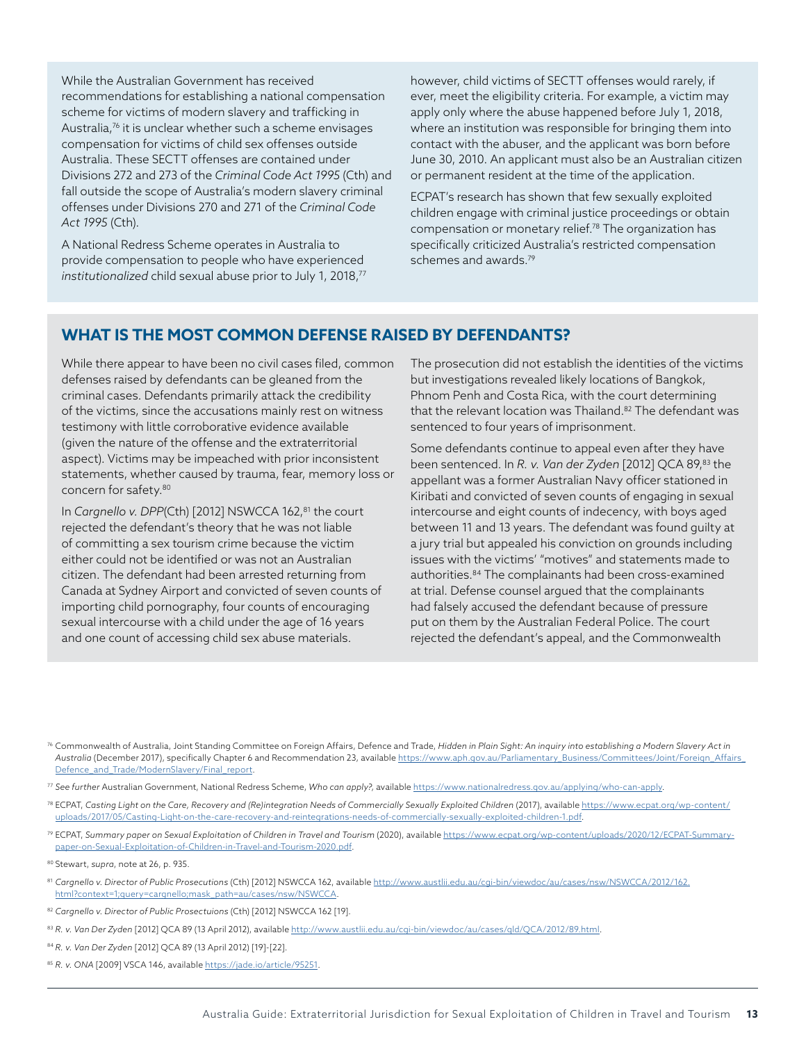While the Australian Government has received recommendations for establishing a national compensation scheme for victims of modern slavery and trafficking in Australia,[76] it is unclear whether such a scheme envisages compensation for victims of child sex offenses outside Australia. These SECTT offenses are contained under Divisions 272 and 273 of the *Criminal Code Act 1995* (Cth) and fall outside the scope of Australia's modern slavery criminal offenses under Divisions 270 and 271 of the *Criminal Code Act 1995* (Cth).

A National Redress Scheme operates in Australia to provide compensation to people who have experienced *institutionalized* child sexual abuse prior to July 1, 2018,[77] however, child victims of SECTT offenses would rarely, if ever, meet the eligibility criteria. For example, a victim may apply only where the abuse happened before July 1, 2018, where an institution was responsible for bringing them into contact with the abuser, and the applicant was born before June 30, 2010. An applicant must also be an Australian citizen or permanent resident at the time of the application.

ECPAT's research has shown that few sexually exploited children engage with criminal justice proceedings or obtain compensation or monetary relief.[78] The organization has specifically criticized Australia's restricted compensation schemes and awards.[79]

## WHAT IS THE MOST COMMON DEFENSE RAISED BY DEFENDANTS?

While there appear to have been no civil cases filed, common defenses raised by defendants can be gleaned from the criminal cases. Defendants primarily attack the credibility of the victims, since the accusations mainly rest on witness testimony with little corroborative evidence available (given the nature of the offense and the extraterritorial aspect). Victims may be impeached with prior inconsistent statements, whether caused by trauma, fear, memory loss or concern for safety.[80]

In *Cargnello v. DPP*(Cth) [2012] NSWCCA 162,[81] the court rejected the defendant's theory that he was not liable of committing a sex tourism crime because the victim either could not be identified or was not an Australian citizen. The defendant had been arrested returning from Canada at Sydney Airport and convicted of seven counts of importing child pornography, four counts of encouraging sexual intercourse with a child under the age of 16 years and one count of accessing child sex abuse materials. The prosecution did not establish the identities of the victims but investigations revealed likely locations of Bangkok, Phnom Penh and Costa Rica, with the court determining that the relevant location was Thailand.[82] The defendant was sentenced to four years of imprisonment.

Some defendants continue to appeal even after they have been sentenced. In *R. v. Van der Zyden* [2012] QCA 89,[83] the appellant was a former Australian Navy officer stationed in Kiribati and convicted of seven counts of engaging in sexual intercourse and eight counts of indecency, with boys aged between 11 and 13 years. The defendant was found guilty at a jury trial but appealed his conviction on grounds including issues with the victims' "motives" and statements made to authorities.[84] The complainants had been cross-examined at trial. Defense counsel argued that the complainants had falsely accused the defendant because of pressure put on them by the Australian Federal Police. The court rejected the defendant's appeal, and the Commonwealth

---

[76] Commonwealth of Australia, Joint Standing Committee on Foreign Affairs, Defence and Trade, *Hidden in Plain Sight: An inquiry into establishing a Modern Slavery Act in Australia* (December 2017), specifically Chapter 6 and Recommendation 23, available https://www.aph.gov.au/Parliamentary_Business/Committees/Joint/Foreign_Affairs_Defence_and_Trade/ModernSlavery/Final_report.

[77] *See further* Australian Government, National Redress Scheme, *Who can apply?,* available https://www.nationalredress.gov.au/applying/who-can-apply.

[78] ECPAT, *Casting Light on the Care, Recovery and (Re)integration Needs of Commercially Sexually Exploited Children* (2017), available https://www.ecpat.org/wp-content/uploads/2017/05/Casting-Light-on-the-care-recovery-and-reintegrations-needs-of-commercially-sexually-exploited-children-1.pdf.

[79] ECPAT, *Summary paper on Sexual Exploitation of Children in Travel and Tourism* (2020), available https://www.ecpat.org/wp-content/uploads/2020/12/ECPAT-Summary-paper-on-Sexual-Exploitation-of-Children-in-Travel-and-Tourism-2020.pdf.

[80] Stewart, *supra*, note at 26, p. 935.

[81] *Cargnello v. Director of Public Prosecutions* (Cth) [2012] NSWCCA 162, available http://www.austlii.edu.au/cgi-bin/viewdoc/au/cases/nsw/NSWCCA/2012/162.html?context=1;query=cargnello;mask_path=au/cases/nsw/NSWCCA.

[82] *Cargnello v. Director of Public Prosectuions* (Cth) [2012] NSWCCA 162 [19].

[83] *R. v. Van Der Zyden* [2012] QCA 89 (13 April 2012), available http://www.austlii.edu.au/cgi-bin/viewdoc/au/cases/qld/QCA/2012/89.html.

[84] *R. v. Van Der Zyden* [2012] QCA 89 (13 April 2012) [19]-[22].

[85] *R. v. ONA* [2009] VSCA 146, available https://jade.io/article/95251.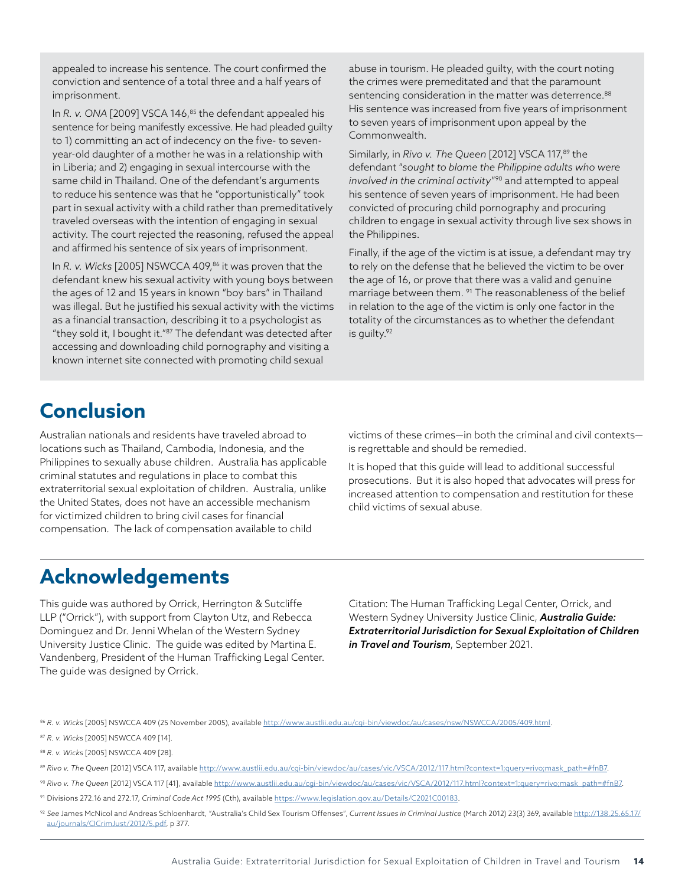appealed to increase his sentence. The court confirmed the conviction and sentence of a total three and a half years of imprisonment.

In *R. v. ONA* [2009] VSCA 146,[85] the defendant appealed his sentence for being manifestly excessive. He had pleaded guilty to 1) committing an act of indecency on the five- to seven-year-old daughter of a mother he was in a relationship with in Liberia; and 2) engaging in sexual intercourse with the same child in Thailand. One of the defendant's arguments to reduce his sentence was that he "opportunistically" took part in sexual activity with a child rather than premeditatively traveled overseas with the intention of engaging in sexual activity. The court rejected the reasoning, refused the appeal and affirmed his sentence of six years of imprisonment.

In *R. v. Wicks* [2005] NSWCCA 409,[86] it was proven that the defendant knew his sexual activity with young boys between the ages of 12 and 15 years in known "boy bars" in Thailand was illegal. But he justified his sexual activity with the victims as a financial transaction, describing it to a psychologist as "they sold it, I bought it."[87] The defendant was detected after accessing and downloading child pornography and visiting a known internet site connected with promoting child sexual abuse in tourism. He pleaded guilty, with the court noting the crimes were premeditated and that the paramount sentencing consideration in the matter was deterrence.[88] His sentence was increased from five years of imprisonment to seven years of imprisonment upon appeal by the Commonwealth.

Similarly, in *Rivo v. The Queen* [2012] VSCA 117,[89] the defendant "*sought to blame the Philippine adults who were involved in the criminal activity*"[90] and attempted to appeal his sentence of seven years of imprisonment. He had been convicted of procuring child pornography and procuring children to engage in sexual activity through live sex shows in the Philippines.

Finally, if the age of the victim is at issue, a defendant may try to rely on the defense that he believed the victim to be over the age of 16, or prove that there was a valid and genuine marriage between them.[91] The reasonableness of the belief in relation to the age of the victim is only one factor in the totality of the circumstances as to whether the defendant is guilty.[92]

## Conclusion

Australian nationals and residents have traveled abroad to locations such as Thailand, Cambodia, Indonesia, and the Philippines to sexually abuse children. Australia has applicable criminal statutes and regulations in place to combat this extraterritorial sexual exploitation of children. Australia, unlike the United States, does not have an accessible mechanism for victimized children to bring civil cases for financial compensation. The lack of compensation available to child victims of these crimes—in both the criminal and civil contexts—is regrettable and should be remedied.

It is hoped that this guide will lead to additional successful prosecutions. But it is also hoped that advocates will press for increased attention to compensation and restitution for these child victims of sexual abuse.

## Acknowledgements

This guide was authored by Orrick, Herrington & Sutcliffe LLP ("Orrick"), with support from Clayton Utz, and Rebecca Dominguez and Dr. Jenni Whelan of the Western Sydney University Justice Clinic. The guide was edited by Martina E. Vandenberg, President of the Human Trafficking Legal Center. The guide was designed by Orrick.

Citation: The Human Trafficking Legal Center, Orrick, and Western Sydney University Justice Clinic, ***Australia Guide: Extraterritorial Jurisdiction for Sexual Exploitation of Children in Travel and Tourism***, September 2021.

---

[86] *R. v. Wicks* [2005] NSWCCA 409 (25 November 2005), available http://www.austlii.edu.au/cgi-bin/viewdoc/au/cases/nsw/NSWCCA/2005/409.html.

[87] *R. v. Wicks* [2005] NSWCCA 409 [14].

[88] *R. v. Wicks* [2005] NSWCCA 409 [28].

[89] *Rivo v. The Queen* [2012] VSCA 117, available http://www.austlii.edu.au/cgi-bin/viewdoc/au/cases/vic/VSCA/2012/117.html?context=1;query=rivo;mask_path=#fnB7.

[90] *Rivo v. The Queen* [2012] VSCA 117 [41], available http://www.austlii.edu.au/cgi-bin/viewdoc/au/cases/vic/VSCA/2012/117.html?context=1;query=rivo;mask_path=#fnB7.

[91] Divisions 272.16 and 272.17, *Criminal Code Act 1995* (Cth), available https://www.legislation.gov.au/Details/C2021C00183.

[92] *See* James McNicol and Andreas Schloenhardt, "Australia's Child Sex Tourism Offenses", *Current Issues in Criminal Justice* (March 2012) 23(3) 369, available http://138.25.65.17/au/journals/CICrimJust/2012/5.pdf, p 377.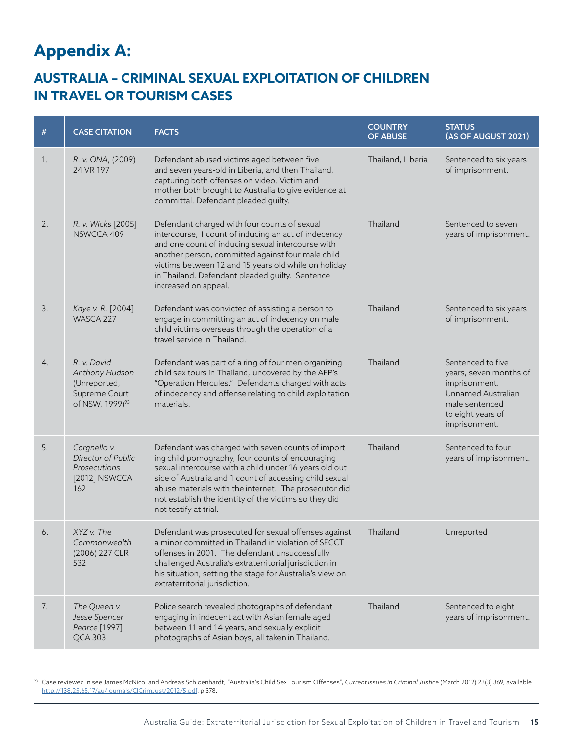# Appendix A:

## AUSTRALIA – CRIMINAL SEXUAL EXPLOITATION OF CHILDREN IN TRAVEL OR TOURISM CASES

| # | CASE CITATION | FACTS | COUNTRY OF ABUSE | STATUS (AS OF AUGUST 2021) |
|---|---|---|---|---|
| 1. | *R. v. ONA*, (2009) 24 VR 197 | Defendant abused victims aged between five and seven years-old in Liberia, and then Thailand, capturing both offenses on video. Victim and mother both brought to Australia to give evidence at committal. Defendant pleaded guilty. | Thailand, Liberia | Sentenced to six years of imprisonment. |
| 2. | *R. v. Wicks* [2005] NSWCCA 409 | Defendant charged with four counts of sexual intercourse, 1 count of inducing an act of indecency and one count of inducing sexual intercourse with another person, committed against four male child victims between 12 and 15 years old while on holiday in Thailand. Defendant pleaded guilty. Sentence increased on appeal. | Thailand | Sentenced to seven years of imprisonment. |
| 3. | *Kaye v. R.* [2004] WASCA 227 | Defendant was convicted of assisting a person to engage in committing an act of indecency on male child victims overseas through the operation of a travel service in Thailand. | Thailand | Sentenced to six years of imprisonment. |
| 4. | *R. v. David Anthony Hudson* (Unreported, Supreme Court of NSW, 1999)[93] | Defendant was part of a ring of four men organizing child sex tours in Thailand, uncovered by the AFP's "Operation Hercules." Defendants charged with acts of indecency and offense relating to child exploitation materials. | Thailand | Sentenced to five years, seven months of imprisonment. Unnamed Australian male sentenced to eight years of imprisonment. |
| 5. | *Cargnello v. Director of Public Prosecutions* [2012] NSWCCA 162 | Defendant was charged with seven counts of importing child pornography, four counts of encouraging sexual intercourse with a child under 16 years old outside of Australia and 1 count of accessing child sexual abuse materials with the internet. The prosecutor did not establish the identity of the victims so they did not testify at trial. | Thailand | Sentenced to four years of imprisonment. |
| 6. | *XYZ v. The Commonwealth* (2006) 227 CLR 532 | Defendant was prosecuted for sexual offenses against a minor committed in Thailand in violation of SECCT offenses in 2001. The defendant unsuccessfully challenged Australia's extraterritorial jurisdiction in his situation, setting the stage for Australia's view on extraterritorial jurisdiction. | Thailand | Unreported |
| 7. | *The Queen v. Jesse Spencer Pearce* [1997] QCA 303 | Police search revealed photographs of defendant engaging in indecent act with Asian female aged between 11 and 14 years, and sexually explicit photographs of Asian boys, all taken in Thailand. | Thailand | Sentenced to eight years of imprisonment. |

[93] Case reviewed in see James McNicol and Andreas Schloenhardt, "Australia's Child Sex Tourism Offenses", *Current Issues in Criminal Justice* (March 2012) 23(3) 369, available http://138.25.65.17/au/journals/CICrimJust/2012/5.pdf, p 378.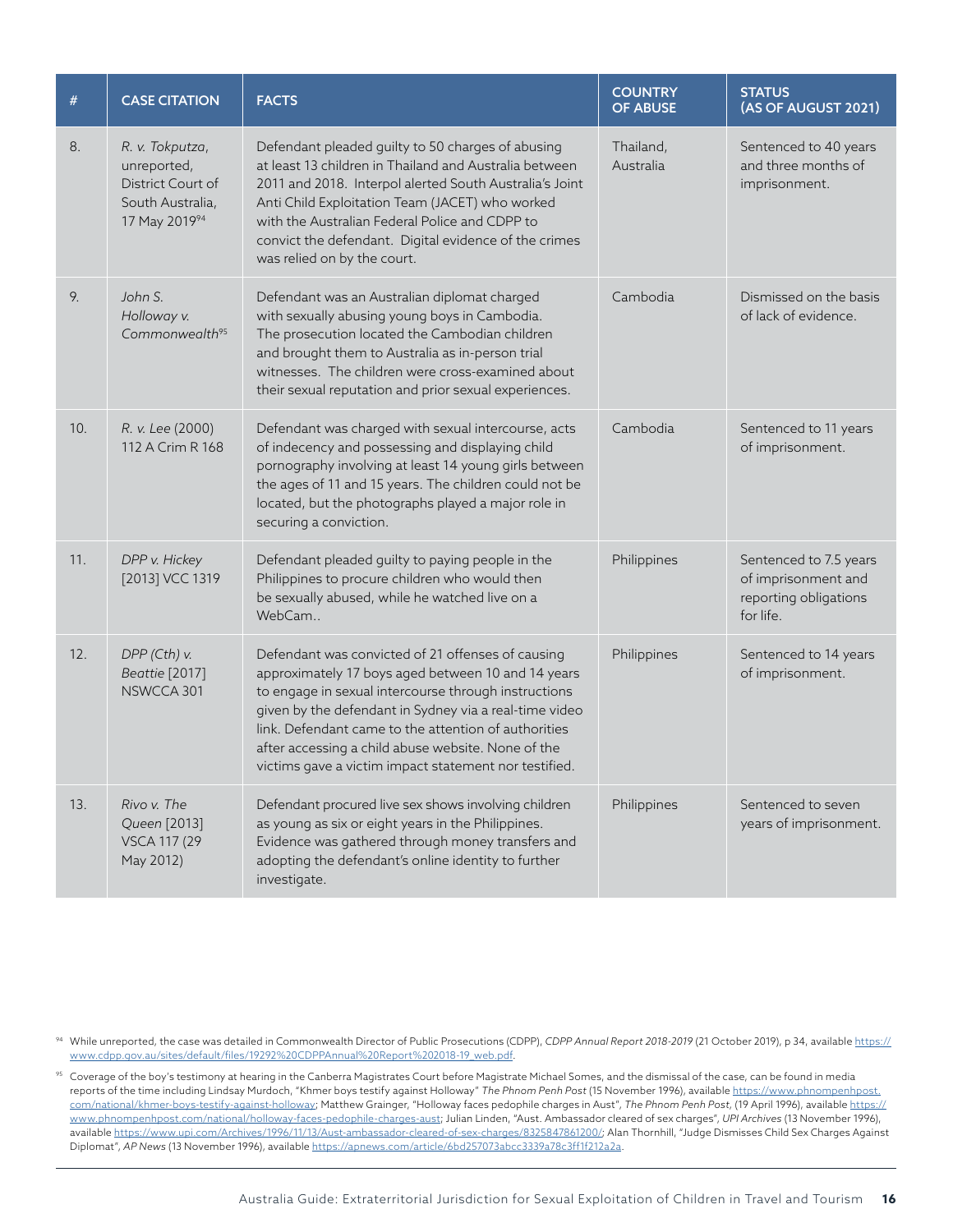| # | CASE CITATION | FACTS | COUNTRY OF ABUSE | STATUS (AS OF AUGUST 2021) |
|---|---|---|---|---|
| 8. | *R. v. Tokputza*, unreported, District Court of South Australia, 17 May 2019[94] | Defendant pleaded guilty to 50 charges of abusing at least 13 children in Thailand and Australia between 2011 and 2018. Interpol alerted South Australia's Joint Anti Child Exploitation Team (JACET) who worked with the Australian Federal Police and CDPP to convict the defendant. Digital evidence of the crimes was relied on by the court. | Thailand, Australia | Sentenced to 40 years and three months of imprisonment. |
| 9. | *John S. Holloway v. Commonwealth*[95] | Defendant was an Australian diplomat charged with sexually abusing young boys in Cambodia. The prosecution located the Cambodian children and brought them to Australia as in-person trial witnesses. The children were cross-examined about their sexual reputation and prior sexual experiences. | Cambodia | Dismissed on the basis of lack of evidence. |
| 10. | *R. v. Lee* (2000) 112 A Crim R 168 | Defendant was charged with sexual intercourse, acts of indecency and possessing and displaying child pornography involving at least 14 young girls between the ages of 11 and 15 years. The children could not be located, but the photographs played a major role in securing a conviction. | Cambodia | Sentenced to 11 years of imprisonment. |
| 11. | *DPP v. Hickey* [2013] VCC 1319 | Defendant pleaded guilty to paying people in the Philippines to procure children who would then be sexually abused, while he watched live on a WebCam.. | Philippines | Sentenced to 7.5 years of imprisonment and reporting obligations for life. |
| 12. | *DPP (Cth) v. Beattie* [2017] NSWCCA 301 | Defendant was convicted of 21 offenses of causing approximately 17 boys aged between 10 and 14 years to engage in sexual intercourse through instructions given by the defendant in Sydney via a real-time video link. Defendant came to the attention of authorities after accessing a child abuse website. None of the victims gave a victim impact statement nor testified. | Philippines | Sentenced to 14 years of imprisonment. |
| 13. | *Rivo v. The Queen* [2013] VSCA 117 (29 May 2012) | Defendant procured live sex shows involving children as young as six or eight years in the Philippines. Evidence was gathered through money transfers and adopting the defendant's online identity to further investigate. | Philippines | Sentenced to seven years of imprisonment. |

[94] While unreported, the case was detailed in Commonwealth Director of Public Prosecutions (CDPP), *CDPP Annual Report 2018-2019* (21 October 2019), p 34, available https://www.cdpp.gov.au/sites/default/files/19292%20CDPPAnnual%20Report%2018-19_web.pdf.

[95] Coverage of the boy's testimony at hearing in the Canberra Magistrates Court before Magistrate Michael Somes, and the dismissal of the case, can be found in media reports of the time including Lindsay Murdoch, "Khmer boys testify against Holloway" *The Phnom Penh Post* (15 November 1996), available https://www.phnompenhpost.com/national/khmer-boys-testify-against-holloway; Matthew Grainger, "Holloway faces pedophile charges in Aust", *The Phnom Penh Post*, (19 April 1996), available https://www.phnompenhpost.com/national/holloway-faces-pedophile-charges-aust; Julian Linden, "Aust. Ambassador cleared of sex charges", *UPI Archives* (13 November 1996), available https://www.upi.com/Archives/1996/11/13/Aust-ambassador-cleared-of-sex-charges/8325847861200/; Alan Thornhill, "Judge Dismisses Child Sex Charges Against Diplomat", *AP News* (13 November 1996), available https://apnews.com/article/6bd257073abcc3339a78c3ff1f212a2a.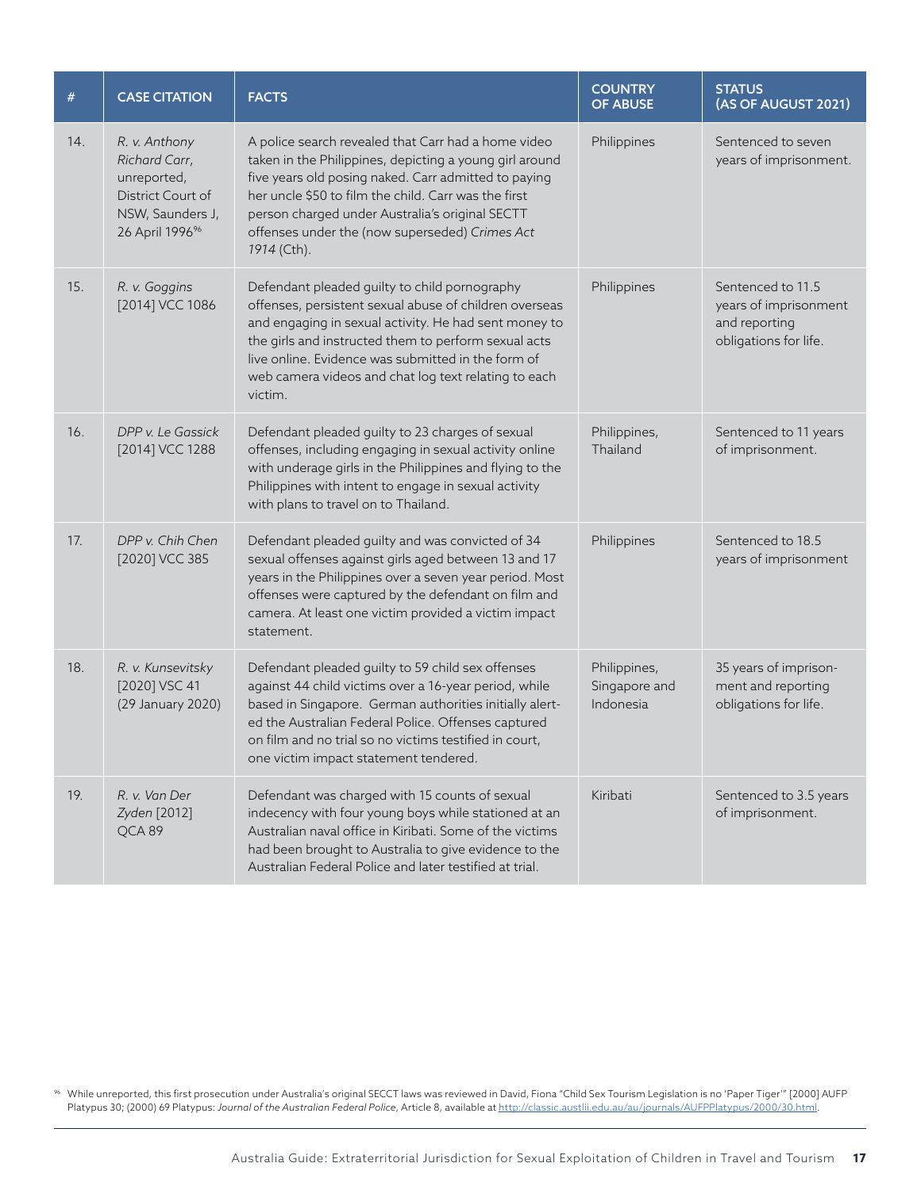| # | CASE CITATION | FACTS | COUNTRY OF ABUSE | STATUS (AS OF AUGUST 2021) |
| --- | --- | --- | --- | --- |
| 14. | *R. v. Anthony Richard Carr*, unreported, District Court of NSW, Saunders J, 26 April 1996[96] | A police search revealed that Carr had a home video taken in the Philippines, depicting a young girl around five years old posing naked. Carr admitted to paying her uncle $50 to film the child. Carr was the first person charged under Australia's original SECTT offenses under the (now superseded) *Crimes Act 1914* (Cth). | Philippines | Sentenced to seven years of imprisonment. |
| 15. | *R. v. Goggins* [2014] VCC 1086 | Defendant pleaded guilty to child pornography offenses, persistent sexual abuse of children overseas and engaging in sexual activity. He had sent money to the girls and instructed them to perform sexual acts live online. Evidence was submitted in the form of web camera videos and chat log text relating to each victim. | Philippines | Sentenced to 11.5 years of imprisonment and reporting obligations for life. |
| 16. | *DPP v. Le Gassick* [2014] VCC 1288 | Defendant pleaded guilty to 23 charges of sexual offenses, including engaging in sexual activity online with underage girls in the Philippines and flying to the Philippines with intent to engage in sexual activity with plans to travel on to Thailand. | Philippines, Thailand | Sentenced to 11 years of imprisonment. |
| 17. | *DPP v. Chih Chen* [2020] VCC 385 | Defendant pleaded guilty and was convicted of 34 sexual offenses against girls aged between 13 and 17 years in the Philippines over a seven year period. Most offenses were captured by the defendant on film and camera. At least one victim provided a victim impact statement. | Philippines | Sentenced to 18.5 years of imprisonment |
| 18. | *R. v. Kunsevitsky* [2020] VSC 41 (29 January 2020) | Defendant pleaded guilty to 59 child sex offenses against 44 child victims over a 16-year period, while based in Singapore. German authorities initially alerted the Australian Federal Police. Offenses captured on film and no trial so no victims testified in court, one victim impact statement tendered. | Philippines, Singapore and Indonesia | 35 years of imprisonment and reporting obligations for life. |
| 19. | *R. v. Van Der Zyden* [2012] QCA 89 | Defendant was charged with 15 counts of sexual indecency with four young boys while stationed at an Australian naval office in Kiribati. Some of the victims had been brought to Australia to give evidence to the Australian Federal Police and later testified at trial. | Kiribati | Sentenced to 3.5 years of imprisonment. |

[96] While unreported, this first prosecution under Australia's original SECCT laws was reviewed in David, Fiona "Child Sex Tourism Legislation is no 'Paper Tiger'" [2000] AUFP Platypus 30; (2000) 69 Platypus: *Journal of the Australian Federal Police*, Article 8, available at http://classic.austlii.edu.au/au/journals/AUFPPlatypus/2000/30.html.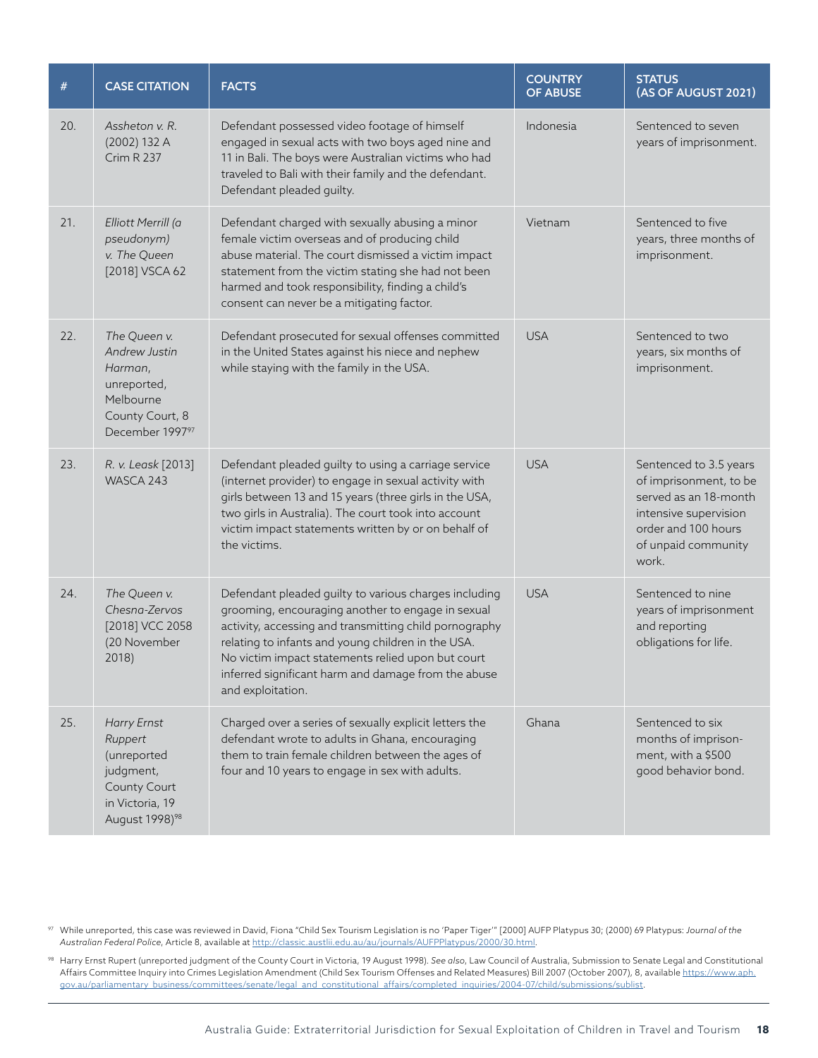| # | CASE CITATION | FACTS | COUNTRY OF ABUSE | STATUS (AS OF AUGUST 2021) |
|---|---|---|---|---|
| 20. | *Assheton v. R.* (2002) 132 A Crim R 237 | Defendant possessed video footage of himself engaged in sexual acts with two boys aged nine and 11 in Bali. The boys were Australian victims who had traveled to Bali with their family and the defendant. Defendant pleaded guilty. | Indonesia | Sentenced to seven years of imprisonment. |
| 21. | *Elliott Merrill (a pseudonym) v. The Queen* [2018] VSCA 62 | Defendant charged with sexually abusing a minor female victim overseas and of producing child abuse material. The court dismissed a victim impact statement from the victim stating she had not been harmed and took responsibility, finding a child's consent can never be a mitigating factor. | Vietnam | Sentenced to five years, three months of imprisonment. |
| 22. | *The Queen v. Andrew Justin Harman*, unreported, Melbourne County Court, 8 December 1997[97] | Defendant prosecuted for sexual offenses committed in the United States against his niece and nephew while staying with the family in the USA. | USA | Sentenced to two years, six months of imprisonment. |
| 23. | *R. v. Leask* [2013] WASCA 243 | Defendant pleaded guilty to using a carriage service (internet provider) to engage in sexual activity with girls between 13 and 15 years (three girls in the USA, two girls in Australia). The court took into account victim impact statements written by or on behalf of the victims. | USA | Sentenced to 3.5 years of imprisonment, to be served as an 18-month intensive supervision order and 100 hours of unpaid community work. |
| 24. | *The Queen v. Chesna-Zervos* [2018] VCC 2058 (20 November 2018) | Defendant pleaded guilty to various charges including grooming, encouraging another to engage in sexual activity, accessing and transmitting child pornography relating to infants and young children in the USA. No victim impact statements relied upon but court inferred significant harm and damage from the abuse and exploitation. | USA | Sentenced to nine years of imprisonment and reporting obligations for life. |
| 25. | *Harry Ernst Ruppert* (unreported judgment, County Court in Victoria, 19 August 1998)[98] | Charged over a series of sexually explicit letters the defendant wrote to adults in Ghana, encouraging them to train female children between the ages of four and 10 years to engage in sex with adults. | Ghana | Sentenced to six months of imprisonment, with a $500 good behavior bond. |

[97] While unreported, this case was reviewed in David, Fiona "Child Sex Tourism Legislation is no 'Paper Tiger'" [2000] AUFP Platypus 30; (2000) 69 Platypus: *Journal of the Australian Federal Police*, Article 8, available at http://classic.austlii.edu.au/au/journals/AUFPPlatypus/2000/30.html.

[98] Harry Ernst Rupert (unreported judgment of the County Court in Victoria, 19 August 1998). *See also*, Law Council of Australia, Submission to Senate Legal and Constitutional Affairs Committee Inquiry into Crimes Legislation Amendment (Child Sex Tourism Offenses and Related Measures) Bill 2007 (October 2007), 8, available https://www.aph.gov.au/parliamentary_business/committees/senate/legal_and_constitutional_affairs/completed_inquiries/2004-07/child/submissions/sublist.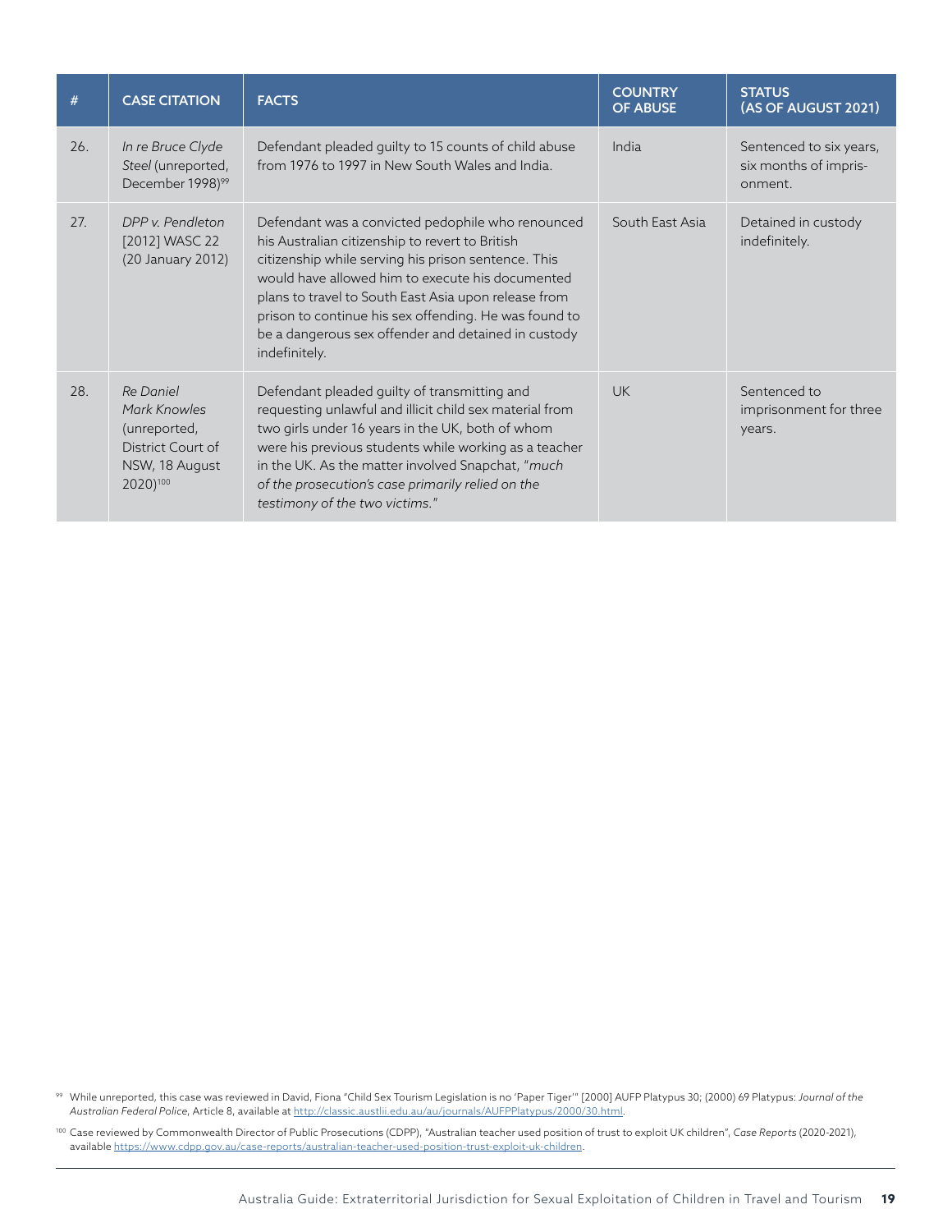| # | CASE CITATION | FACTS | COUNTRY OF ABUSE | STATUS (AS OF AUGUST 2021) |
|---|---|---|---|---|
| 26. | *In re Bruce Clyde Steel* (unreported, December 1998)[99] | Defendant pleaded guilty to 15 counts of child abuse from 1976 to 1997 in New South Wales and India. | India | Sentenced to six years, six months of imprisonment. |
| 27. | *DPP v. Pendleton* [2012] WASC 22 (20 January 2012) | Defendant was a convicted pedophile who renounced his Australian citizenship to revert to British citizenship while serving his prison sentence. This would have allowed him to execute his documented plans to travel to South East Asia upon release from prison to continue his sex offending. He was found to be a dangerous sex offender and detained in custody indefinitely. | South East Asia | Detained in custody indefinitely. |
| 28. | *Re Daniel Mark Knowles* (unreported, District Court of NSW, 18 August 2020)[100] | Defendant pleaded guilty of transmitting and requesting unlawful and illicit child sex material from two girls under 16 years in the UK, both of whom were his previous students while working as a teacher in the UK. As the matter involved Snapchat, "*much of the prosecution's case primarily relied on the testimony of the two victims.*" | UK | Sentenced to imprisonment for three years. |

[99] While unreported, this case was reviewed in David, Fiona "Child Sex Tourism Legislation is no 'Paper Tiger'" [2000] AUFP Platypus 30; (2000) 69 Platypus: *Journal of the Australian Federal Police*, Article 8, available at http://classic.austlii.edu.au/au/journals/AUFPPlatypus/2000/30.html.

[100] Case reviewed by Commonwealth Director of Public Prosecutions (CDPP), "Australian teacher used position of trust to exploit UK children", *Case Reports* (2020-2021), available https://www.cdpp.gov.au/case-reports/australian-teacher-used-position-trust-exploit-uk-children.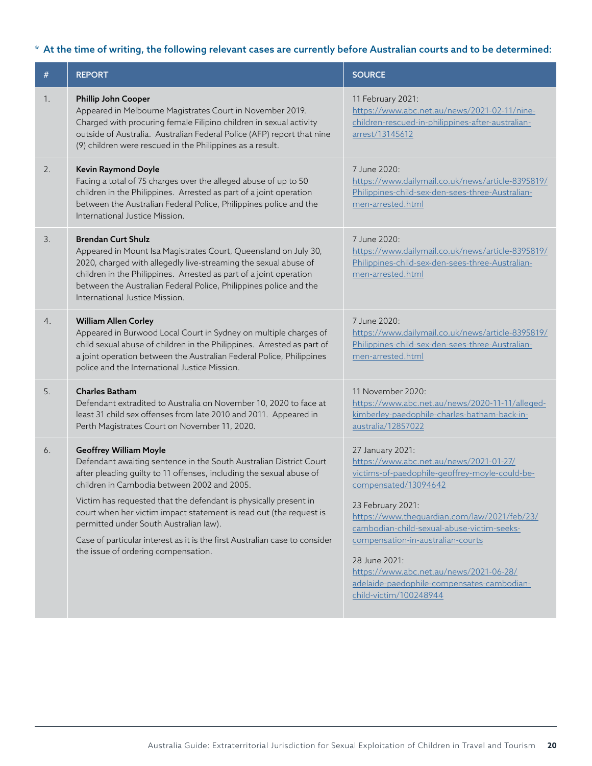\* **At the time of writing, the following relevant cases are currently before Australian courts and to be determined:**

| # | REPORT | SOURCE |
|---|---|---|
| 1. | **Phillip John Cooper**<br>Appeared in Melbourne Magistrates Court in November 2019. Charged with procuring female Filipino children in sexual activity outside of Australia. Australian Federal Police (AFP) report that nine (9) children were rescued in the Philippines as a result. | 11 February 2021:<br>https://www.abc.net.au/news/2021-02-11/nine-children-rescued-in-philippines-after-australian-arrest/13145612 |
| 2. | **Kevin Raymond Doyle**<br>Facing a total of 75 charges over the alleged abuse of up to 50 children in the Philippines. Arrested as part of a joint operation between the Australian Federal Police, Philippines police and the International Justice Mission. | 7 June 2020:<br>https://www.dailymail.co.uk/news/article-8395819/Philippines-child-sex-den-sees-three-Australian-men-arrested.html |
| 3. | **Brendan Curt Shulz**<br>Appeared in Mount Isa Magistrates Court, Queensland on July 30, 2020, charged with allegedly live-streaming the sexual abuse of children in the Philippines. Arrested as part of a joint operation between the Australian Federal Police, Philippines police and the International Justice Mission. | 7 June 2020:<br>https://www.dailymail.co.uk/news/article-8395819/Philippines-child-sex-den-sees-three-Australian-men-arrested.html |
| 4. | **William Allen Corley**<br>Appeared in Burwood Local Court in Sydney on multiple charges of child sexual abuse of children in the Philippines. Arrested as part of a joint operation between the Australian Federal Police, Philippines police and the International Justice Mission. | 7 June 2020:<br>https://www.dailymail.co.uk/news/article-8395819/Philippines-child-sex-den-sees-three-Australian-men-arrested.html |
| 5. | **Charles Batham**<br>Defendant extradited to Australia on November 10, 2020 to face at least 31 child sex offenses from late 2010 and 2011. Appeared in Perth Magistrates Court on November 11, 2020. | 11 November 2020:<br>https://www.abc.net.au/news/2020-11-11/alleged-kimberley-paedophile-charles-batham-back-in-australia/12857022 |
| 6. | **Geoffrey William Moyle**<br>Defendant awaiting sentence in the South Australian District Court after pleading guilty to 11 offenses, including the sexual abuse of children in Cambodia between 2002 and 2005.<br><br>Victim has requested that the defendant is physically present in court when her victim impact statement is read out (the request is permitted under South Australian law).<br><br>Case of particular interest as it is the first Australian case to consider the issue of ordering compensation. | 27 January 2021:<br>https://www.abc.net.au/news/2021-01-27/victims-of-paedophile-geoffrey-moyle-could-be-compensated/13094642<br><br>23 February 2021:<br>https://www.theguardian.com/law/2021/feb/23/cambodian-child-sexual-abuse-victim-seeks-compensation-in-australian-courts<br><br>28 June 2021:<br>https://www.abc.net.au/news/2021-06-28/adelaide-paedophile-compensates-cambodian-child-victim/100248944 |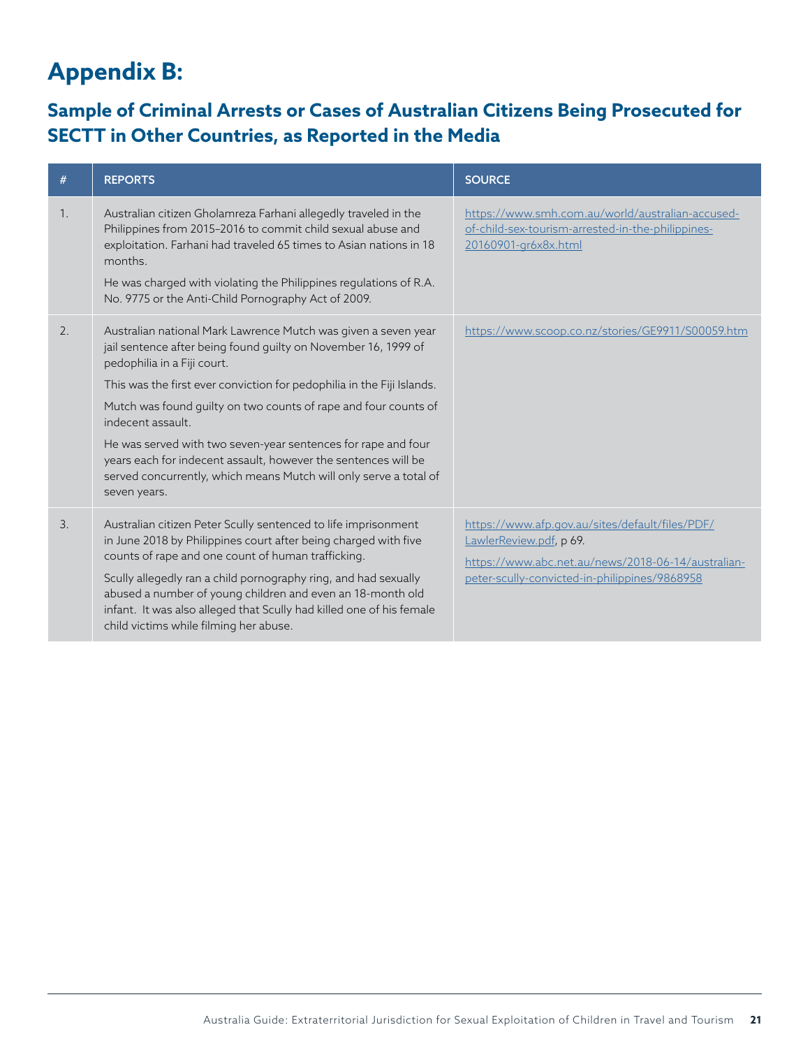# Appendix B:

## Sample of Criminal Arrests or Cases of Australian Citizens Being Prosecuted for SECTT in Other Countries, as Reported in the Media

| # | REPORTS | SOURCE |
|---|---|---|
| 1. | Australian citizen Gholamreza Farhani allegedly traveled in the Philippines from 2015–2016 to commit child sexual abuse and exploitation. Farhani had traveled 65 times to Asian nations in 18 months.<br><br>He was charged with violating the Philippines regulations of R.A. No. 9775 or the Anti-Child Pornography Act of 2009. | https://www.smh.com.au/world/australian-accused-of-child-sex-tourism-arrested-in-the-philippines-20160901-gr6x8x.html |
| 2. | Australian national Mark Lawrence Mutch was given a seven year jail sentence after being found guilty on November 16, 1999 of pedophilia in a Fiji court.<br><br>This was the first ever conviction for pedophilia in the Fiji Islands.<br><br>Mutch was found guilty on two counts of rape and four counts of indecent assault.<br><br>He was served with two seven-year sentences for rape and four years each for indecent assault, however the sentences will be served concurrently, which means Mutch will only serve a total of seven years. | https://www.scoop.co.nz/stories/GE9911/S00059.htm |
| 3. | Australian citizen Peter Scully sentenced to life imprisonment in June 2018 by Philippines court after being charged with five counts of rape and one count of human trafficking.<br><br>Scully allegedly ran a child pornography ring, and had sexually abused a number of young children and even an 18-month old infant. It was also alleged that Scully had killed one of his female child victims while filming her abuse. | https://www.afp.gov.au/sites/default/files/PDF/LawlerReview.pdf, p 69.<br><br>https://www.abc.net.au/news/2018-06-14/australian-peter-scully-convicted-in-philippines/9868958 |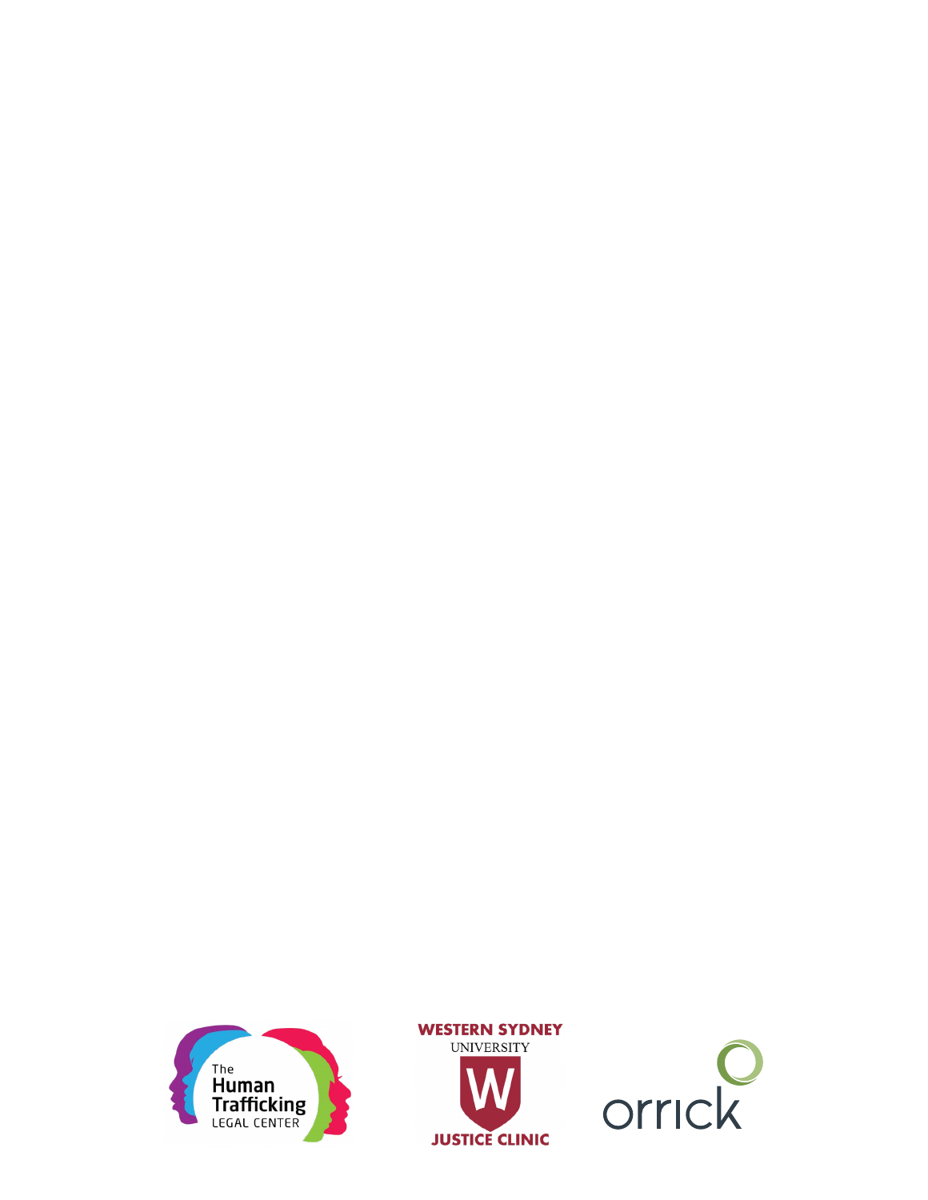The
Human
Trafficking
LEGAL CENTER

WESTERN SYDNEY
UNIVERSITY
W
JUSTICE CLINIC

orrick